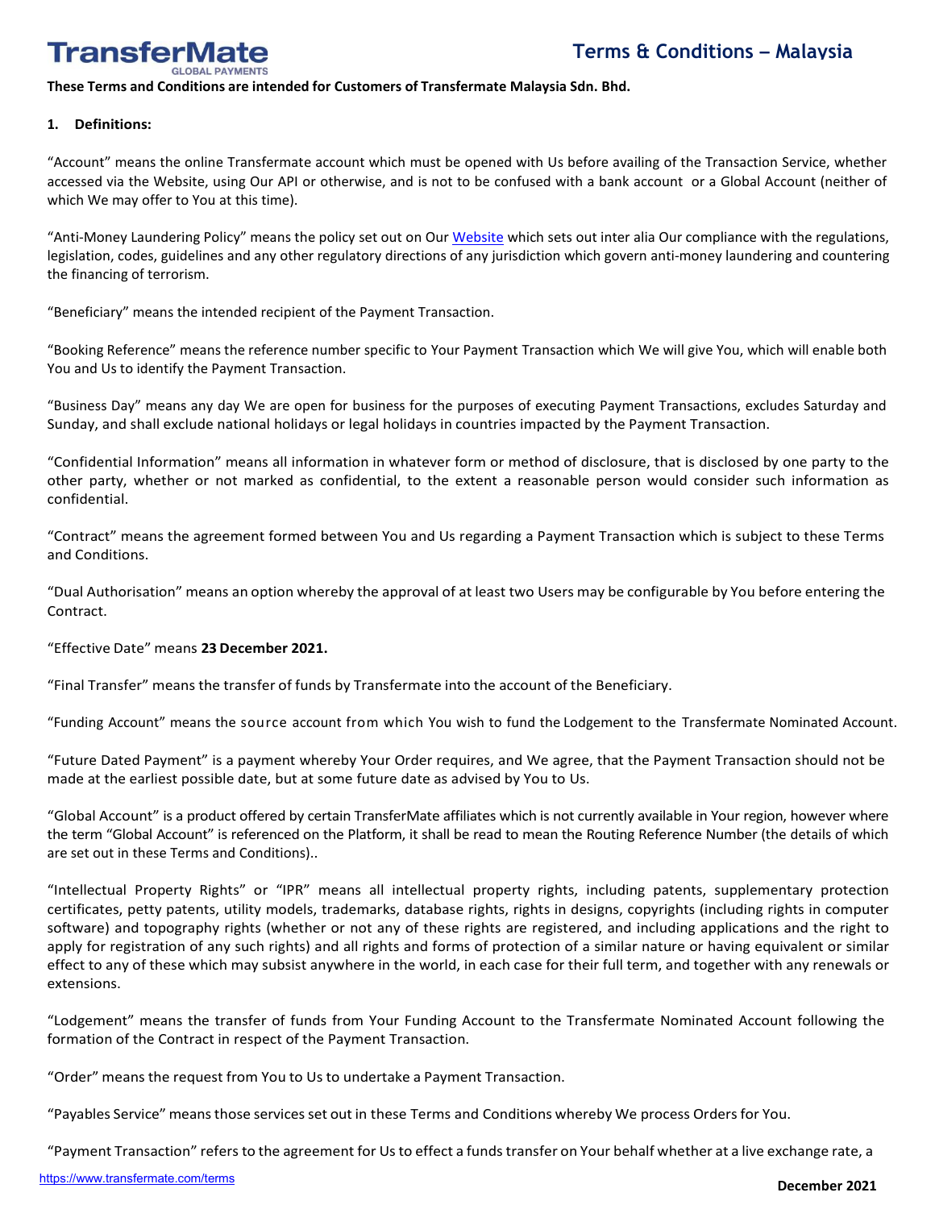# Terms & Conditions – Malaysia

**These Terms and Conditions are intended for Customers of Transfermate Malaysia Sdn. Bhd.**

## 1. Definitions:

"Account" means the online Transfermate account which must be opened with Us before availing of the Transaction Service, whether accessed via the Website, using Our API or otherwise, and is not to be confused with a bank account or a Global Account (neither of which We may offer to You at this time).

"Anti-Money Laundering Policy" means the policy set out on Our Website which sets out inter alia Our compliance with the regulations, legislation, codes, guidelines and any other regulatory directions of any jurisdiction which govern anti-money laundering and countering the financing of terrorism.

"Beneficiary" means the intended recipient of the Payment Transaction.

"Booking Reference" means the reference number specific to Your Payment Transaction which We will give You, which will enable both You and Us to identify the Payment Transaction.

"Business Day" means any day We are open for business for the purposes of executing Payment Transactions, excludes Saturday and Sunday, and shall exclude national holidays or legal holidays in countries impacted by the Payment Transaction.

"Confidential Information" means all information in whatever form or method of disclosure, that is disclosed by one party to the other party, whether or not marked as confidential, to the extent a reasonable person would consider such information as confidential.

"Contract" means the agreement formed between You and Us regarding a Payment Transaction which is subject to these Terms and Conditions.

"Dual Authorisation" means an option whereby the approval of at least two Users may be configurable by You before entering the Contract.

"Effective Date" means **23 December 2021.**

"Final Transfer" means the transfer of funds by Transfermate into the account of the Beneficiary.

"Funding Account" means the source account from which You wish to fund the Lodgement to the Transfermate Nominated Account.

"Future Dated Payment" is a payment whereby Your Order requires, and We agree, that the Payment Transaction should not be made at the earliest possible date, but at some future date as advised by You to Us.

"Global Account" is a product offered by certain TransferMate affiliates which is not currently available in Your region, however where the term "Global Account" is referenced on the Platform, it shall be read to mean the Routing Reference Number (the details of which are set out in these Terms and Conditions)..

"Intellectual Property Rights" or "IPR" means all intellectual property rights, including patents, supplementary protection certificates, petty patents, utility models, trademarks, database rights, rights in designs, copyrights (including rights in computer software) and topography rights (whether or not any of these rights are registered, and including applications and the right to apply for registration of any such rights) and all rights and forms of protection of a similar nature or having equivalent or similar effect to any of these which may subsist anywhere in the world, in each case for their full term, and together with any renewals or extensions.

"Lodgement" means the transfer of funds from Your Funding Account to the Transfermate Nominated Account following the formation of the Contract in respect of the Payment Transaction.

"Order" means the request from You to Us to undertake a Payment Transaction.

"Payables Service" means those services set out in these Terms and Conditions whereby We process Orders for You.

"Payment Transaction" refers to the agreement for Us to effect a funds transfer on Your behalf whether at a live exchange rate, a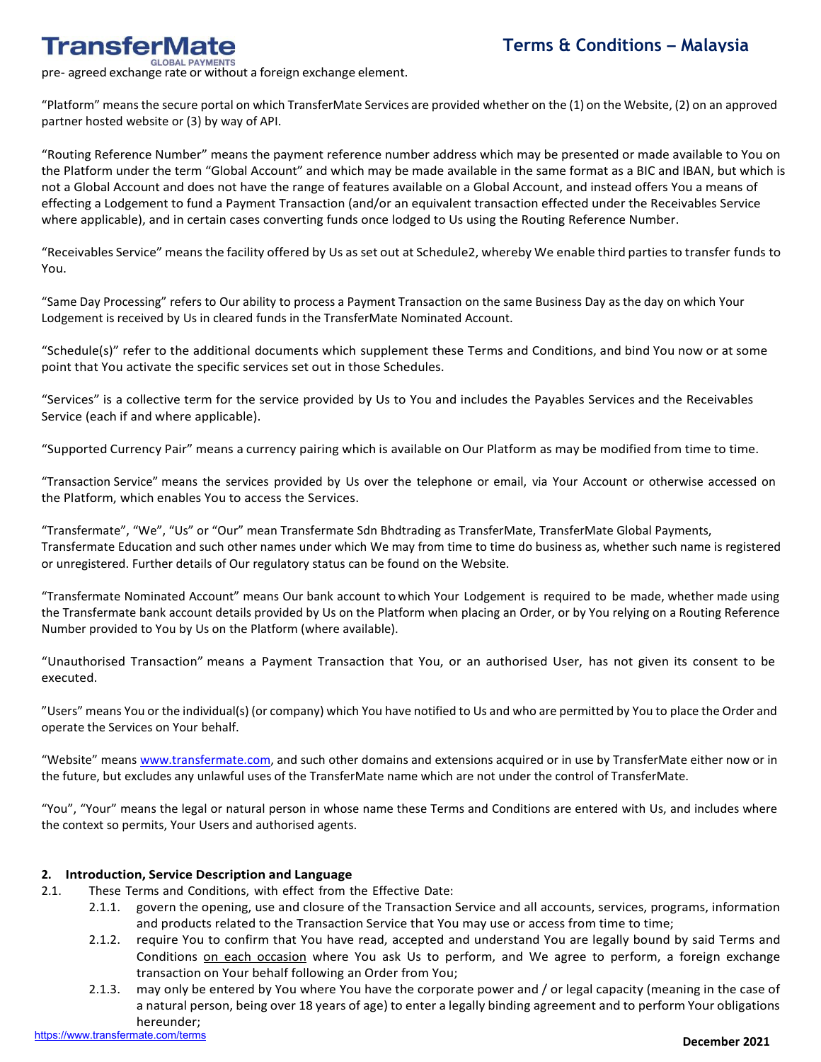pre- agreed exchange rate or without a foreign exchange element.

“Platform” means the secure portal on which TransferMate Services are provided whether on the (1) on the Website, (2) on an approved partner hosted website or (3) by way of API.

“Routing Reference Number” means the payment reference number address which may be presented or made available to You on the Platform under the term “Global Account” and which may be made available in the same format as a BIC and IBAN, but which is not a Global Account and does not have the range of features available on a Global Account, and instead offers You a means of effecting a Lodgement to fund a Payment Transaction (and/or an equivalent transaction effected under the Receivables Service where applicable), and in certain cases converting funds once lodged to Us using the Routing Reference Number.

“Receivables Service” means the facility offered by Us as set out at Schedule2, whereby We enable third parties to transfer funds to You.

“Same Day Processing” refers to Our ability to process a Payment Transaction on the same Business Day as the day on which Your Lodgement is received by Us in cleared funds in the TransferMate Nominated Account.

“Schedule(s)” refer to the additional documents which supplement these Terms and Conditions, and bind You now or at some point that You activate the specific services set out in those Schedules.

“Services” is a collective term for the service provided by Us to You and includes the Payables Services and the Receivables Service (each if and where applicable).

“Supported Currency Pair” means a currency pairing which is available on Our Platform as may be modified from time to time.

“Transaction Service” means the services provided by Us over the telephone or email, via Your Account or otherwise accessed on the Platform, which enables You to access the Services.

“Transfermate”, “We”, “Us” or “Our” mean Transfermate Sdn Bhdtrading as TransferMate, TransferMate Global Payments, Transfermate Education and such other names under which We may from time to time do business as, whether such name is registered or unregistered. Further details of Our regulatory status can be found on the Website.

“Transfermate Nominated Account” means Our bank account to which Your Lodgement is required to be made, whether made using the Transfermate bank account details provided by Us on the Platform when placing an Order, or by You relying on a Routing Reference Number provided to You by Us on the Platform (where available).

“Unauthorised Transaction” means a Payment Transaction that You, or an authorised User, has not given its consent to be executed.

”Users” means You or the individual(s) (or company) which You have notified to Us and who are permitted by You to place the Order and operate the Services on Your behalf.

“Website” means www.transfermate.com, and such other domains and extensions acquired or in use by TransferMate either now or in the future, but excludes any unlawful uses of the TransferMate name which are not under the control of TransferMate.

“You”, “Your” means the legal or natural person in whose name these Terms and Conditions are entered with Us, and includes where the context so permits, Your Users and authorised agents.

## 2. Introduction, Service Description and Language

2.1. These Terms and Conditions, with effect from the Effective Date:

- 2.1.1. govern the opening, use and closure of the Transaction Service and all accounts, services, programs, information and products related to the Transaction Service that You may use or access from time to time;
- 2.1.2. require You to confirm that You have read, accepted and understand You are legally bound by said Terms and Conditions on each occasion where You ask Us to perform, and We agree to perform, a foreign exchange transaction on Your behalf following an Order from You;
- 2.1.3. may only be entered by You where You have the corporate power and / or legal capacity (meaning in the case of a natural person, being over 18 years of age) to enter a legally binding agreement and to perform Your obligations hereunder;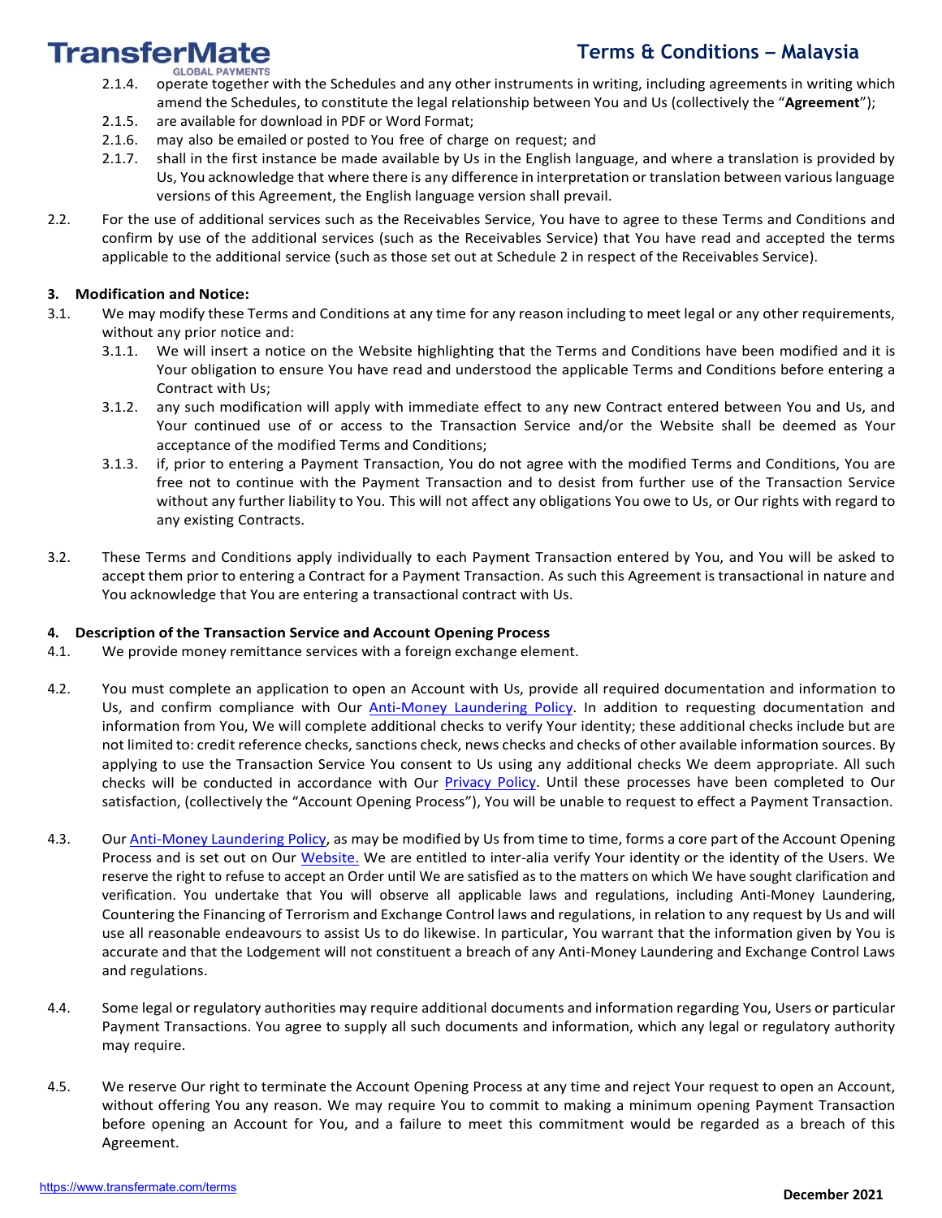2.1.4. operate together with the Schedules and any other instruments in writing, including agreements in writing which amend the Schedules, to constitute the legal relationship between You and Us (collectively the "**Agreement**");

2.1.5. are available for download in PDF or Word Format;

2.1.6. may also be emailed or posted to You free of charge on request; and

2.1.7. shall in the first instance be made available by Us in the English language, and where a translation is provided by Us, You acknowledge that where there is any difference in interpretation or translation between various language versions of this Agreement, the English language version shall prevail.

2.2. For the use of additional services such as the Receivables Service, You have to agree to these Terms and Conditions and confirm by use of the additional services (such as the Receivables Service) that You have read and accepted the terms applicable to the additional service (such as those set out at Schedule 2 in respect of the Receivables Service).

**3. Modification and Notice:**

3.1. We may modify these Terms and Conditions at any time for any reason including to meet legal or any other requirements, without any prior notice and:

3.1.1. We will insert a notice on the Website highlighting that the Terms and Conditions have been modified and it is Your obligation to ensure You have read and understood the applicable Terms and Conditions before entering a Contract with Us;

3.1.2. any such modification will apply with immediate effect to any new Contract entered between You and Us, and Your continued use of or access to the Transaction Service and/or the Website shall be deemed as Your acceptance of the modified Terms and Conditions;

3.1.3. if, prior to entering a Payment Transaction, You do not agree with the modified Terms and Conditions, You are free not to continue with the Payment Transaction and to desist from further use of the Transaction Service without any further liability to You. This will not affect any obligations You owe to Us, or Our rights with regard to any existing Contracts.

3.2. These Terms and Conditions apply individually to each Payment Transaction entered by You, and You will be asked to accept them prior to entering a Contract for a Payment Transaction. As such this Agreement is transactional in nature and You acknowledge that You are entering a transactional contract with Us.

**4. Description of the Transaction Service and Account Opening Process**

4.1. We provide money remittance services with a foreign exchange element.

4.2. You must complete an application to open an Account with Us, provide all required documentation and information to Us, and confirm compliance with Our Anti-Money Laundering Policy. In addition to requesting documentation and information from You, We will complete additional checks to verify Your identity; these additional checks include but are not limited to: credit reference checks, sanctions check, news checks and checks of other available information sources. By applying to use the Transaction Service You consent to Us using any additional checks We deem appropriate. All such checks will be conducted in accordance with Our Privacy Policy. Until these processes have been completed to Our satisfaction, (collectively the "Account Opening Process"), You will be unable to request to effect a Payment Transaction.

4.3. Our Anti-Money Laundering Policy, as may be modified by Us from time to time, forms a core part of the Account Opening Process and is set out on Our Website. We are entitled to inter-alia verify Your identity or the identity of the Users. We reserve the right to refuse to accept an Order until We are satisfied as to the matters on which We have sought clarification and verification. You undertake that You will observe all applicable laws and regulations, including Anti-Money Laundering, Countering the Financing of Terrorism and Exchange Control laws and regulations, in relation to any request by Us and will use all reasonable endeavours to assist Us to do likewise. In particular, You warrant that the information given by You is accurate and that the Lodgement will not constituent a breach of any Anti-Money Laundering and Exchange Control Laws and regulations.

4.4. Some legal or regulatory authorities may require additional documents and information regarding You, Users or particular Payment Transactions. You agree to supply all such documents and information, which any legal or regulatory authority may require.

4.5. We reserve Our right to terminate the Account Opening Process at any time and reject Your request to open an Account, without offering You any reason. We may require You to commit to making a minimum opening Payment Transaction before opening an Account for You, and a failure to meet this commitment would be regarded as a breach of this Agreement.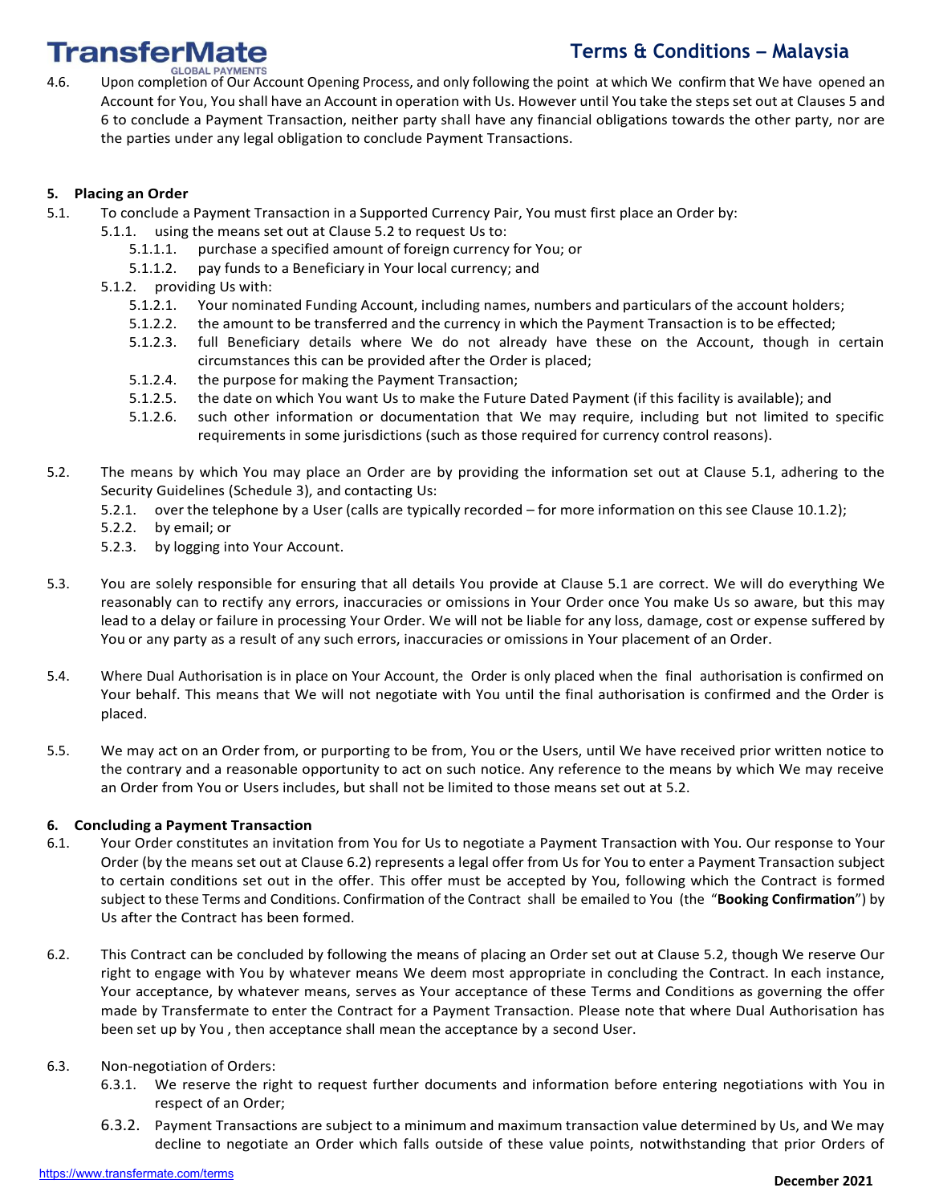4.6. Upon completion of Our Account Opening Process, and only following the point at which We confirm that We have opened an Account for You, You shall have an Account in operation with Us. However until You take the steps set out at Clauses 5 and 6 to conclude a Payment Transaction, neither party shall have any financial obligations towards the other party, nor are the parties under any legal obligation to conclude Payment Transactions.

## 5. Placing an Order

5.1. To conclude a Payment Transaction in a Supported Currency Pair, You must first place an Order by:

- 5.1.1. using the means set out at Clause 5.2 to request Us to:
  - 5.1.1.1. purchase a specified amount of foreign currency for You; or
  - 5.1.1.2. pay funds to a Beneficiary in Your local currency; and
- 5.1.2. providing Us with:
  - 5.1.2.1. Your nominated Funding Account, including names, numbers and particulars of the account holders;
  - 5.1.2.2. the amount to be transferred and the currency in which the Payment Transaction is to be effected;
  - 5.1.2.3. full Beneficiary details where We do not already have these on the Account, though in certain circumstances this can be provided after the Order is placed;
  - 5.1.2.4. the purpose for making the Payment Transaction;
  - 5.1.2.5. the date on which You want Us to make the Future Dated Payment (if this facility is available); and
  - 5.1.2.6. such other information or documentation that We may require, including but not limited to specific requirements in some jurisdictions (such as those required for currency control reasons).

5.2. The means by which You may place an Order are by providing the information set out at Clause 5.1, adhering to the Security Guidelines (Schedule 3), and contacting Us:

- 5.2.1. over the telephone by a User (calls are typically recorded – for more information on this see Clause 10.1.2);
- 5.2.2. by email; or
- 5.2.3. by logging into Your Account.

5.3. You are solely responsible for ensuring that all details You provide at Clause 5.1 are correct. We will do everything We reasonably can to rectify any errors, inaccuracies or omissions in Your Order once You make Us so aware, but this may lead to a delay or failure in processing Your Order. We will not be liable for any loss, damage, cost or expense suffered by You or any party as a result of any such errors, inaccuracies or omissions in Your placement of an Order.

5.4. Where Dual Authorisation is in place on Your Account, the Order is only placed when the final authorisation is confirmed on Your behalf. This means that We will not negotiate with You until the final authorisation is confirmed and the Order is placed.

5.5. We may act on an Order from, or purporting to be from, You or the Users, until We have received prior written notice to the contrary and a reasonable opportunity to act on such notice. Any reference to the means by which We may receive an Order from You or Users includes, but shall not be limited to those means set out at 5.2.

## 6. Concluding a Payment Transaction

6.1. Your Order constitutes an invitation from You for Us to negotiate a Payment Transaction with You. Our response to Your Order (by the means set out at Clause 6.2) represents a legal offer from Us for You to enter a Payment Transaction subject to certain conditions set out in the offer. This offer must be accepted by You, following which the Contract is formed subject to these Terms and Conditions. Confirmation of the Contract shall be emailed to You (the "**Booking Confirmation**") by Us after the Contract has been formed.

6.2. This Contract can be concluded by following the means of placing an Order set out at Clause 5.2, though We reserve Our right to engage with You by whatever means We deem most appropriate in concluding the Contract. In each instance, Your acceptance, by whatever means, serves as Your acceptance of these Terms and Conditions as governing the offer made by Transfermate to enter the Contract for a Payment Transaction. Please note that where Dual Authorisation has been set up by You , then acceptance shall mean the acceptance by a second User.

6.3. Non-negotiation of Orders:

- 6.3.1. We reserve the right to request further documents and information before entering negotiations with You in respect of an Order;
- 6.3.2. Payment Transactions are subject to a minimum and maximum transaction value determined by Us, and We may decline to negotiate an Order which falls outside of these value points, notwithstanding that prior Orders of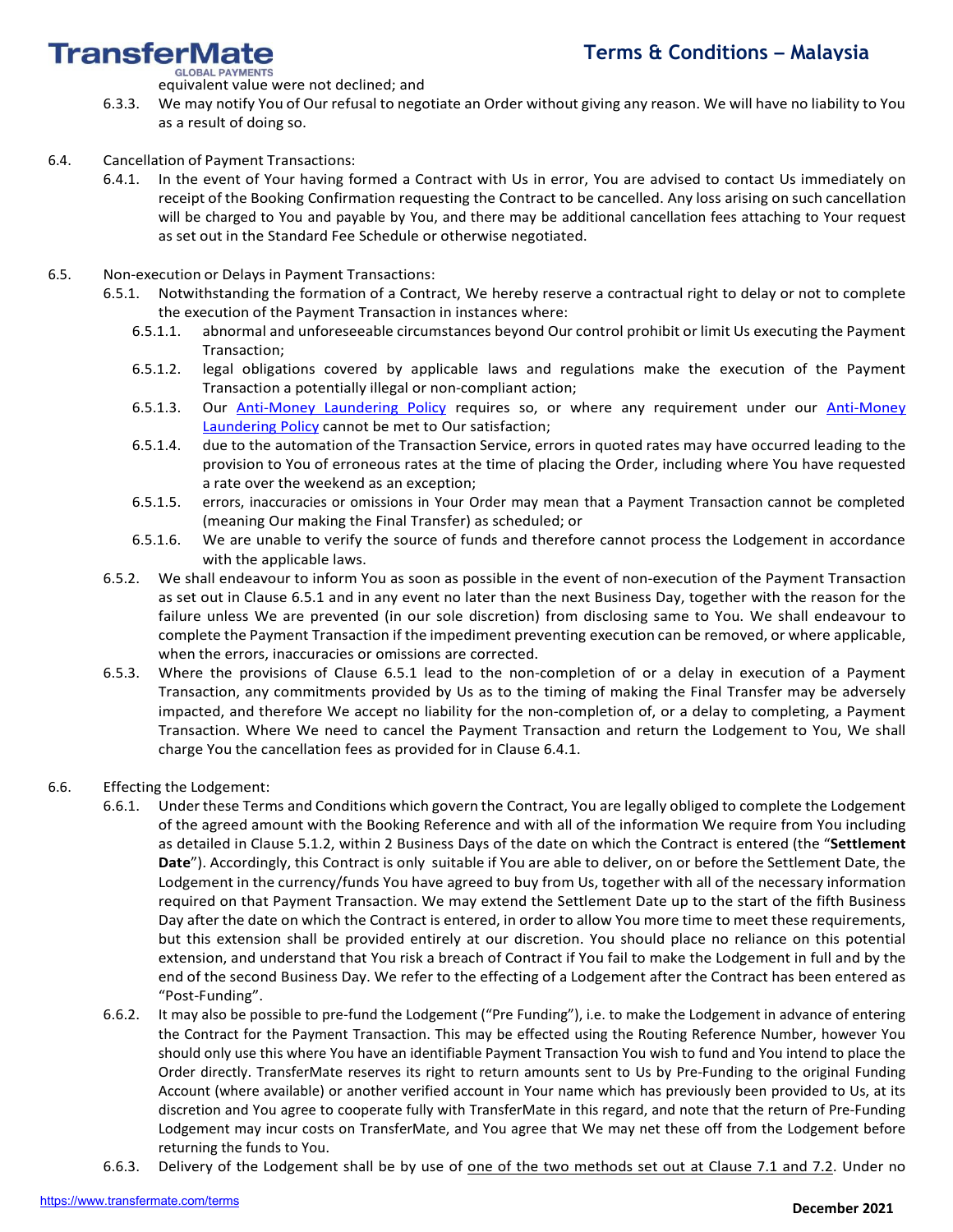equivalent value were not declined; and

6.3.3. We may notify You of Our refusal to negotiate an Order without giving any reason. We will have no liability to You as a result of doing so.

6.4. Cancellation of Payment Transactions:

6.4.1. In the event of Your having formed a Contract with Us in error, You are advised to contact Us immediately on receipt of the Booking Confirmation requesting the Contract to be cancelled. Any loss arising on such cancellation will be charged to You and payable by You, and there may be additional cancellation fees attaching to Your request as set out in the Standard Fee Schedule or otherwise negotiated.

6.5. Non-execution or Delays in Payment Transactions:

6.5.1. Notwithstanding the formation of a Contract, We hereby reserve a contractual right to delay or not to complete the execution of the Payment Transaction in instances where:

6.5.1.1. abnormal and unforeseeable circumstances beyond Our control prohibit or limit Us executing the Payment Transaction;

6.5.1.2. legal obligations covered by applicable laws and regulations make the execution of the Payment Transaction a potentially illegal or non-compliant action;

6.5.1.3. Our Anti-Money Laundering Policy requires so, or where any requirement under our Anti-Money Laundering Policy cannot be met to Our satisfaction;

6.5.1.4. due to the automation of the Transaction Service, errors in quoted rates may have occurred leading to the provision to You of erroneous rates at the time of placing the Order, including where You have requested a rate over the weekend as an exception;

6.5.1.5. errors, inaccuracies or omissions in Your Order may mean that a Payment Transaction cannot be completed (meaning Our making the Final Transfer) as scheduled; or

6.5.1.6. We are unable to verify the source of funds and therefore cannot process the Lodgement in accordance with the applicable laws.

6.5.2. We shall endeavour to inform You as soon as possible in the event of non-execution of the Payment Transaction as set out in Clause 6.5.1 and in any event no later than the next Business Day, together with the reason for the failure unless We are prevented (in our sole discretion) from disclosing same to You. We shall endeavour to complete the Payment Transaction if the impediment preventing execution can be removed, or where applicable, when the errors, inaccuracies or omissions are corrected.

6.5.3. Where the provisions of Clause 6.5.1 lead to the non-completion of or a delay in execution of a Payment Transaction, any commitments provided by Us as to the timing of making the Final Transfer may be adversely impacted, and therefore We accept no liability for the non-completion of, or a delay to completing, a Payment Transaction. Where We need to cancel the Payment Transaction and return the Lodgement to You, We shall charge You the cancellation fees as provided for in Clause 6.4.1.

6.6. Effecting the Lodgement:

6.6.1. Under these Terms and Conditions which govern the Contract, You are legally obliged to complete the Lodgement of the agreed amount with the Booking Reference and with all of the information We require from You including as detailed in Clause 5.1.2, within 2 Business Days of the date on which the Contract is entered (the "**Settlement Date**"). Accordingly, this Contract is only suitable if You are able to deliver, on or before the Settlement Date, the Lodgement in the currency/funds You have agreed to buy from Us, together with all of the necessary information required on that Payment Transaction. We may extend the Settlement Date up to the start of the fifth Business Day after the date on which the Contract is entered, in order to allow You more time to meet these requirements, but this extension shall be provided entirely at our discretion. You should place no reliance on this potential extension, and understand that You risk a breach of Contract if You fail to make the Lodgement in full and by the end of the second Business Day. We refer to the effecting of a Lodgement after the Contract has been entered as "Post-Funding".

6.6.2. It may also be possible to pre-fund the Lodgement ("Pre Funding"), i.e. to make the Lodgement in advance of entering the Contract for the Payment Transaction. This may be effected using the Routing Reference Number, however You should only use this where You have an identifiable Payment Transaction You wish to fund and You intend to place the Order directly. TransferMate reserves its right to return amounts sent to Us by Pre-Funding to the original Funding Account (where available) or another verified account in Your name which has previously been provided to Us, at its discretion and You agree to cooperate fully with TransferMate in this regard, and note that the return of Pre-Funding Lodgement may incur costs on TransferMate, and You agree that We may net these off from the Lodgement before returning the funds to You.

6.6.3. Delivery of the Lodgement shall be by use of one of the two methods set out at Clause 7.1 and 7.2. Under no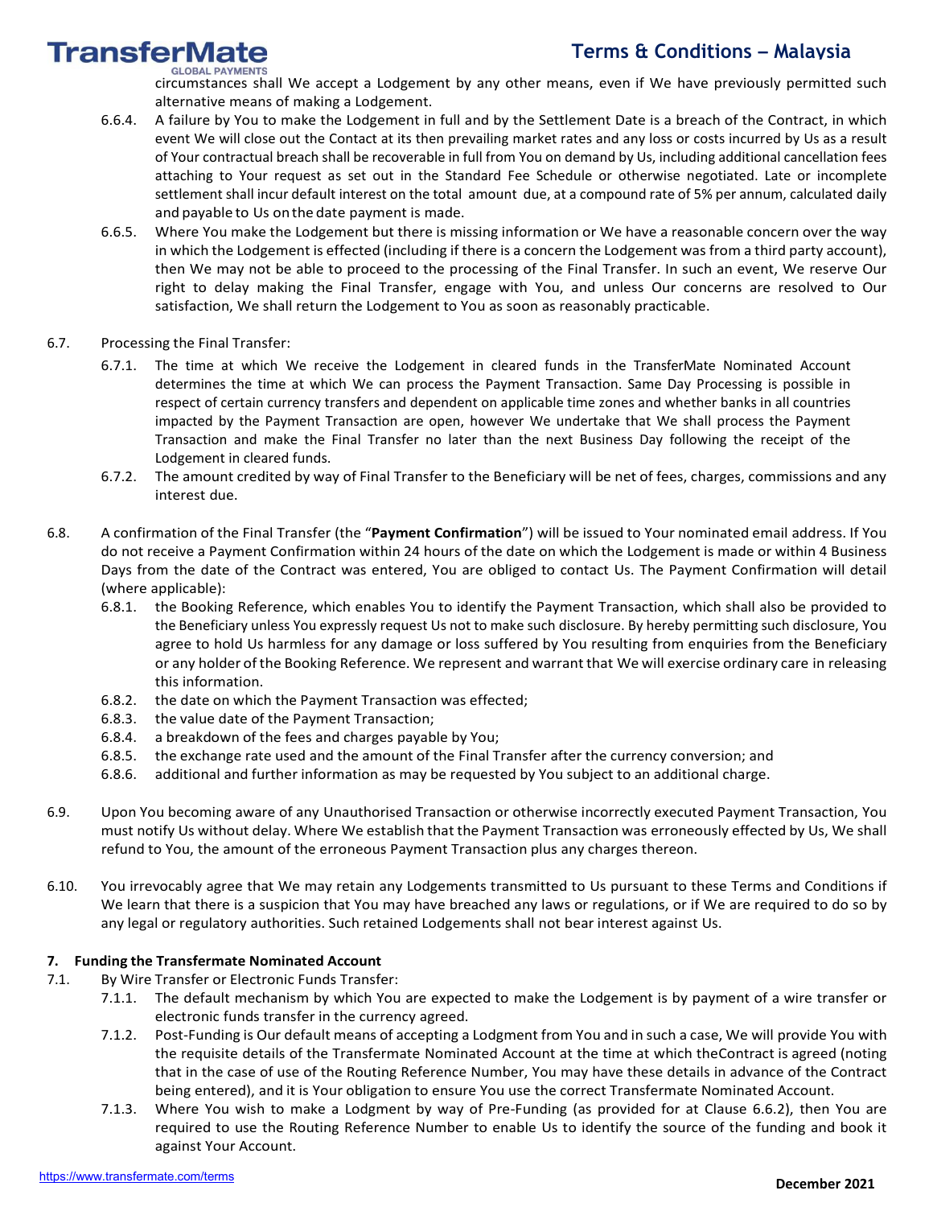circumstances shall We accept a Lodgement by any other means, even if We have previously permitted such alternative means of making a Lodgement.

6.6.4. A failure by You to make the Lodgement in full and by the Settlement Date is a breach of the Contract, in which event We will close out the Contact at its then prevailing market rates and any loss or costs incurred by Us as a result of Your contractual breach shall be recoverable in full from You on demand by Us, including additional cancellation fees attaching to Your request as set out in the Standard Fee Schedule or otherwise negotiated. Late or incomplete settlement shall incur default interest on the total amount due, at a compound rate of 5% per annum, calculated daily and payable to Us on the date payment is made.

6.6.5. Where You make the Lodgement but there is missing information or We have a reasonable concern over the way in which the Lodgement is effected (including if there is a concern the Lodgement was from a third party account), then We may not be able to proceed to the processing of the Final Transfer. In such an event, We reserve Our right to delay making the Final Transfer, engage with You, and unless Our concerns are resolved to Our satisfaction, We shall return the Lodgement to You as soon as reasonably practicable.

6.7. Processing the Final Transfer:

6.7.1. The time at which We receive the Lodgement in cleared funds in the TransferMate Nominated Account determines the time at which We can process the Payment Transaction. Same Day Processing is possible in respect of certain currency transfers and dependent on applicable time zones and whether banks in all countries impacted by the Payment Transaction are open, however We undertake that We shall process the Payment Transaction and make the Final Transfer no later than the next Business Day following the receipt of the Lodgement in cleared funds.

6.7.2. The amount credited by way of Final Transfer to the Beneficiary will be net of fees, charges, commissions and any interest due.

6.8. A confirmation of the Final Transfer (the "**Payment Confirmation**") will be issued to Your nominated email address. If You do not receive a Payment Confirmation within 24 hours of the date on which the Lodgement is made or within 4 Business Days from the date of the Contract was entered, You are obliged to contact Us. The Payment Confirmation will detail (where applicable):

6.8.1. the Booking Reference, which enables You to identify the Payment Transaction, which shall also be provided to the Beneficiary unless You expressly request Us not to make such disclosure. By hereby permitting such disclosure, You agree to hold Us harmless for any damage or loss suffered by You resulting from enquiries from the Beneficiary or any holder of the Booking Reference. We represent and warrant that We will exercise ordinary care in releasing this information.

6.8.2. the date on which the Payment Transaction was effected;

6.8.3. the value date of the Payment Transaction;

6.8.4. a breakdown of the fees and charges payable by You;

6.8.5. the exchange rate used and the amount of the Final Transfer after the currency conversion; and

6.8.6. additional and further information as may be requested by You subject to an additional charge.

6.9. Upon You becoming aware of any Unauthorised Transaction or otherwise incorrectly executed Payment Transaction, You must notify Us without delay. Where We establish that the Payment Transaction was erroneously effected by Us, We shall refund to You, the amount of the erroneous Payment Transaction plus any charges thereon.

6.10. You irrevocably agree that We may retain any Lodgements transmitted to Us pursuant to these Terms and Conditions if We learn that there is a suspicion that You may have breached any laws or regulations, or if We are required to do so by any legal or regulatory authorities. Such retained Lodgements shall not bear interest against Us.

**7. Funding the Transfermate Nominated Account**

7.1. By Wire Transfer or Electronic Funds Transfer:

7.1.1. The default mechanism by which You are expected to make the Lodgement is by payment of a wire transfer or electronic funds transfer in the currency agreed.

7.1.2. Post-Funding is Our default means of accepting a Lodgment from You and in such a case, We will provide You with the requisite details of the Transfermate Nominated Account at the time at which theContract is agreed (noting that in the case of use of the Routing Reference Number, You may have these details in advance of the Contract being entered), and it is Your obligation to ensure You use the correct Transfermate Nominated Account.

7.1.3. Where You wish to make a Lodgment by way of Pre-Funding (as provided for at Clause 6.6.2), then You are required to use the Routing Reference Number to enable Us to identify the source of the funding and book it against Your Account.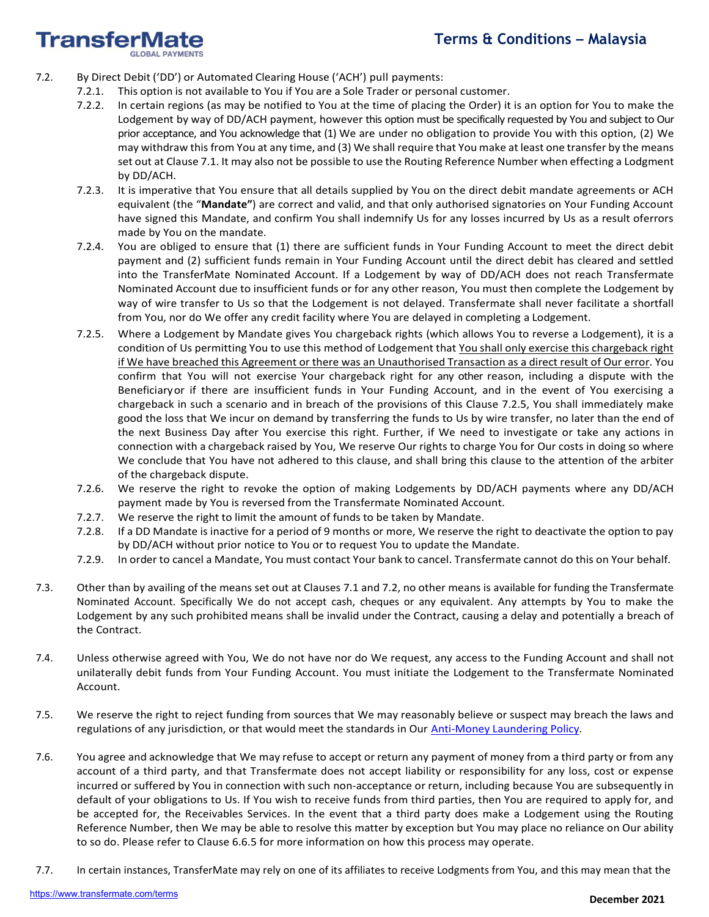7.2. By Direct Debit ('DD') or Automated Clearing House ('ACH') pull payments:

7.2.1. This option is not available to You if You are a Sole Trader or personal customer.

7.2.2. In certain regions (as may be notified to You at the time of placing the Order) it is an option for You to make the Lodgement by way of DD/ACH payment, however this option must be specifically requested by You and subject to Our prior acceptance, and You acknowledge that (1) We are under no obligation to provide You with this option, (2) We may withdraw this from You at any time, and (3) We shall require that You make at least one transfer by the means set out at Clause 7.1. It may also not be possible to use the Routing Reference Number when effecting a Lodgment by DD/ACH.

7.2.3. It is imperative that You ensure that all details supplied by You on the direct debit mandate agreements or ACH equivalent (the "**Mandate"**) are correct and valid, and that only authorised signatories on Your Funding Account have signed this Mandate, and confirm You shall indemnify Us for any losses incurred by Us as a result oferrors made by You on the mandate.

7.2.4. You are obliged to ensure that (1) there are sufficient funds in Your Funding Account to meet the direct debit payment and (2) sufficient funds remain in Your Funding Account until the direct debit has cleared and settled into the TransferMate Nominated Account. If a Lodgement by way of DD/ACH does not reach Transfermate Nominated Account due to insufficient funds or for any other reason, You must then complete the Lodgement by way of wire transfer to Us so that the Lodgement is not delayed. Transfermate shall never facilitate a shortfall from You, nor do We offer any credit facility where You are delayed in completing a Lodgement.

7.2.5. Where a Lodgement by Mandate gives You chargeback rights (which allows You to reverse a Lodgement), it is a condition of Us permitting You to use this method of Lodgement that <u>You shall only exercise this chargeback right if We have breached this Agreement or there was an Unauthorised Transaction as a direct result of Our error</u>. You confirm that You will not exercise Your chargeback right for any other reason, including a dispute with the Beneficiaryor if there are insufficient funds in Your Funding Account, and in the event of You exercising a chargeback in such a scenario and in breach of the provisions of this Clause 7.2.5, You shall immediately make good the loss that We incur on demand by transferring the funds to Us by wire transfer, no later than the end of the next Business Day after You exercise this right. Further, if We need to investigate or take any actions in connection with a chargeback raised by You, We reserve Our rights to charge You for Our costs in doing so where We conclude that You have not adhered to this clause, and shall bring this clause to the attention of the arbiter of the chargeback dispute.

7.2.6. We reserve the right to revoke the option of making Lodgements by DD/ACH payments where any DD/ACH payment made by You is reversed from the Transfermate Nominated Account.

7.2.7. We reserve the right to limit the amount of funds to be taken by Mandate.

7.2.8. If a DD Mandate is inactive for a period of 9 months or more, We reserve the right to deactivate the option to pay by DD/ACH without prior notice to You or to request You to update the Mandate.

7.2.9. In order to cancel a Mandate, You must contact Your bank to cancel. Transfermate cannot do this on Your behalf.

7.3. Other than by availing of the means set out at Clauses 7.1 and 7.2, no other means is available for funding the Transfermate Nominated Account. Specifically We do not accept cash, cheques or any equivalent. Any attempts by You to make the Lodgement by any such prohibited means shall be invalid under the Contract, causing a delay and potentially a breach of the Contract.

7.4. Unless otherwise agreed with You, We do not have nor do We request, any access to the Funding Account and shall not unilaterally debit funds from Your Funding Account. You must initiate the Lodgement to the Transfermate Nominated Account.

7.5. We reserve the right to reject funding from sources that We may reasonably believe or suspect may breach the laws and regulations of any jurisdiction, or that would meet the standards in Our Anti-Money Laundering Policy.

7.6. You agree and acknowledge that We may refuse to accept or return any payment of money from a third party or from any account of a third party, and that Transfermate does not accept liability or responsibility for any loss, cost or expense incurred or suffered by You in connection with such non-acceptance or return, including because You are subsequently in default of your obligations to Us. If You wish to receive funds from third parties, then You are required to apply for, and be accepted for, the Receivables Services. In the event that a third party does make a Lodgement using the Routing Reference Number, then We may be able to resolve this matter by exception but You may place no reliance on Our ability to so do. Please refer to Clause 6.6.5 for more information on how this process may operate.

7.7. In certain instances, TransferMate may rely on one of its affiliates to receive Lodgments from You, and this may mean that the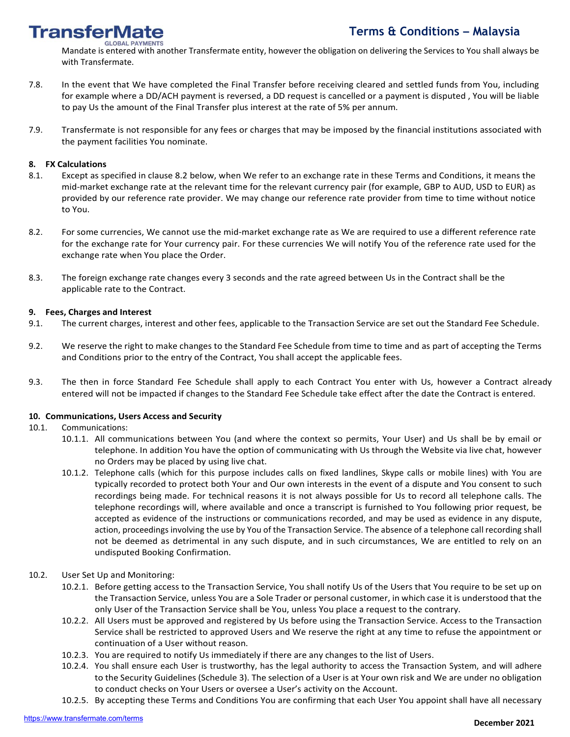Mandate is entered with another Transfermate entity, however the obligation on delivering the Services to You shall always be with Transfermate.

7.8. In the event that We have completed the Final Transfer before receiving cleared and settled funds from You, including for example where a DD/ACH payment is reversed, a DD request is cancelled or a payment is disputed , You will be liable to pay Us the amount of the Final Transfer plus interest at the rate of 5% per annum.

7.9. Transfermate is not responsible for any fees or charges that may be imposed by the financial institutions associated with the payment facilities You nominate.

**8. FX Calculations**

8.1. Except as specified in clause 8.2 below, when We refer to an exchange rate in these Terms and Conditions, it means the mid-market exchange rate at the relevant time for the relevant currency pair (for example, GBP to AUD, USD to EUR) as provided by our reference rate provider. We may change our reference rate provider from time to time without notice to You.

8.2. For some currencies, We cannot use the mid-market exchange rate as We are required to use a different reference rate for the exchange rate for Your currency pair. For these currencies We will notify You of the reference rate used for the exchange rate when You place the Order.

8.3. The foreign exchange rate changes every 3 seconds and the rate agreed between Us in the Contract shall be the applicable rate to the Contract.

**9. Fees, Charges and Interest**

9.1. The current charges, interest and other fees, applicable to the Transaction Service are set out the Standard Fee Schedule.

9.2. We reserve the right to make changes to the Standard Fee Schedule from time to time and as part of accepting the Terms and Conditions prior to the entry of the Contract, You shall accept the applicable fees.

9.3. The then in force Standard Fee Schedule shall apply to each Contract You enter with Us, however a Contract already entered will not be impacted if changes to the Standard Fee Schedule take effect after the date the Contract is entered.

**10. Communications, Users Access and Security**

10.1. Communications:

10.1.1. All communications between You (and where the context so permits, Your User) and Us shall be by email or telephone. In addition You have the option of communicating with Us through the Website via live chat, however no Orders may be placed by using live chat.

10.1.2. Telephone calls (which for this purpose includes calls on fixed landlines, Skype calls or mobile lines) with You are typically recorded to protect both Your and Our own interests in the event of a dispute and You consent to such recordings being made. For technical reasons it is not always possible for Us to record all telephone calls. The telephone recordings will, where available and once a transcript is furnished to You following prior request, be accepted as evidence of the instructions or communications recorded, and may be used as evidence in any dispute, action, proceedings involving the use by You of the Transaction Service. The absence of a telephone call recording shall not be deemed as detrimental in any such dispute, and in such circumstances, We are entitled to rely on an undisputed Booking Confirmation.

10.2. User Set Up and Monitoring:

10.2.1. Before getting access to the Transaction Service, You shall notify Us of the Users that You require to be set up on the Transaction Service, unless You are a Sole Trader or personal customer, in which case it is understood that the only User of the Transaction Service shall be You, unless You place a request to the contrary.

10.2.2. All Users must be approved and registered by Us before using the Transaction Service. Access to the Transaction Service shall be restricted to approved Users and We reserve the right at any time to refuse the appointment or continuation of a User without reason.

10.2.3. You are required to notify Us immediately if there are any changes to the list of Users.

10.2.4. You shall ensure each User is trustworthy, has the legal authority to access the Transaction System, and will adhere to the Security Guidelines (Schedule 3). The selection of a User is at Your own risk and We are under no obligation to conduct checks on Your Users or oversee a User's activity on the Account.

10.2.5. By accepting these Terms and Conditions You are confirming that each User You appoint shall have all necessary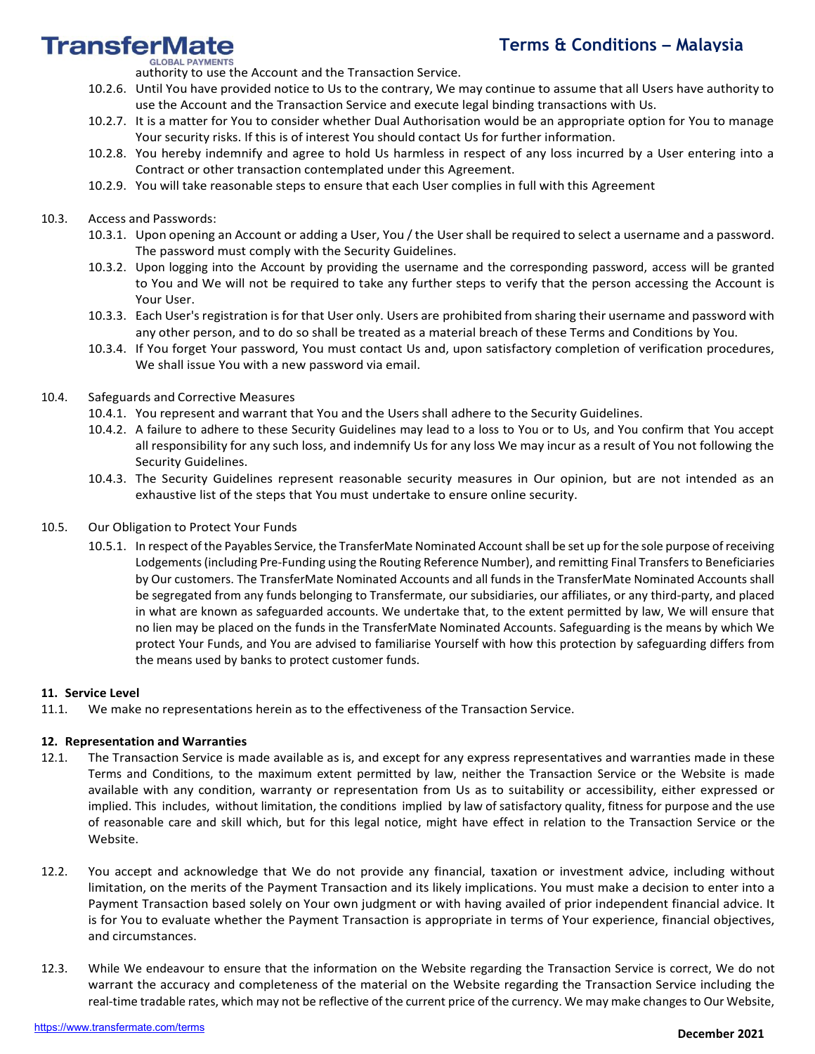authority to use the Account and the Transaction Service.

10.2.6. Until You have provided notice to Us to the contrary, We may continue to assume that all Users have authority to use the Account and the Transaction Service and execute legal binding transactions with Us.

10.2.7. It is a matter for You to consider whether Dual Authorisation would be an appropriate option for You to manage Your security risks. If this is of interest You should contact Us for further information.

10.2.8. You hereby indemnify and agree to hold Us harmless in respect of any loss incurred by a User entering into a Contract or other transaction contemplated under this Agreement.

10.2.9. You will take reasonable steps to ensure that each User complies in full with this Agreement

10.3. Access and Passwords:

10.3.1. Upon opening an Account or adding a User, You / the User shall be required to select a username and a password. The password must comply with the Security Guidelines.

10.3.2. Upon logging into the Account by providing the username and the corresponding password, access will be granted to You and We will not be required to take any further steps to verify that the person accessing the Account is Your User.

10.3.3. Each User's registration is for that User only. Users are prohibited from sharing their username and password with any other person, and to do so shall be treated as a material breach of these Terms and Conditions by You.

10.3.4. If You forget Your password, You must contact Us and, upon satisfactory completion of verification procedures, We shall issue You with a new password via email.

10.4. Safeguards and Corrective Measures

10.4.1. You represent and warrant that You and the Users shall adhere to the Security Guidelines.

10.4.2. A failure to adhere to these Security Guidelines may lead to a loss to You or to Us, and You confirm that You accept all responsibility for any such loss, and indemnify Us for any loss We may incur as a result of You not following the Security Guidelines.

10.4.3. The Security Guidelines represent reasonable security measures in Our opinion, but are not intended as an exhaustive list of the steps that You must undertake to ensure online security.

10.5. Our Obligation to Protect Your Funds

10.5.1. In respect of the Payables Service, the TransferMate Nominated Account shall be set up for the sole purpose of receiving Lodgements (including Pre-Funding using the Routing Reference Number), and remitting Final Transfers to Beneficiaries by Our customers. The TransferMate Nominated Accounts and all funds in the TransferMate Nominated Accounts shall be segregated from any funds belonging to Transfermate, our subsidiaries, our affiliates, or any third-party, and placed in what are known as safeguarded accounts. We undertake that, to the extent permitted by law, We will ensure that no lien may be placed on the funds in the TransferMate Nominated Accounts. Safeguarding is the means by which We protect Your Funds, and You are advised to familiarise Yourself with how this protection by safeguarding differs from the means used by banks to protect customer funds.

## 11. Service Level

11.1. We make no representations herein as to the effectiveness of the Transaction Service.

## 12. Representation and Warranties

12.1. The Transaction Service is made available as is, and except for any express representatives and warranties made in these Terms and Conditions, to the maximum extent permitted by law, neither the Transaction Service or the Website is made available with any condition, warranty or representation from Us as to suitability or accessibility, either expressed or implied. This includes, without limitation, the conditions implied by law of satisfactory quality, fitness for purpose and the use of reasonable care and skill which, but for this legal notice, might have effect in relation to the Transaction Service or the Website.

12.2. You accept and acknowledge that We do not provide any financial, taxation or investment advice, including without limitation, on the merits of the Payment Transaction and its likely implications. You must make a decision to enter into a Payment Transaction based solely on Your own judgment or with having availed of prior independent financial advice. It is for You to evaluate whether the Payment Transaction is appropriate in terms of Your experience, financial objectives, and circumstances.

12.3. While We endeavour to ensure that the information on the Website regarding the Transaction Service is correct, We do not warrant the accuracy and completeness of the material on the Website regarding the Transaction Service including the real-time tradable rates, which may not be reflective of the current price of the currency. We may make changes to Our Website,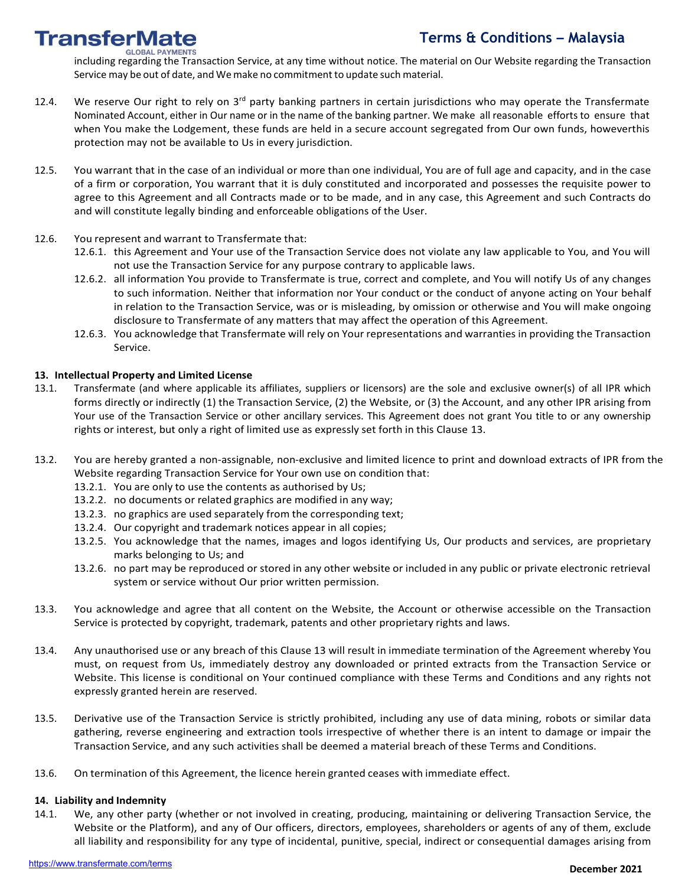including regarding the Transaction Service, at any time without notice. The material on Our Website regarding the Transaction Service may be out of date, and We make no commitment to update such material.

12.4. We reserve Our right to rely on 3rd party banking partners in certain jurisdictions who may operate the Transfermate Nominated Account, either in Our name or in the name of the banking partner. We make all reasonable efforts to ensure that when You make the Lodgement, these funds are held in a secure account segregated from Our own funds, howeverthis protection may not be available to Us in every jurisdiction.

12.5. You warrant that in the case of an individual or more than one individual, You are of full age and capacity, and in the case of a firm or corporation, You warrant that it is duly constituted and incorporated and possesses the requisite power to agree to this Agreement and all Contracts made or to be made, and in any case, this Agreement and such Contracts do and will constitute legally binding and enforceable obligations of the User.

12.6. You represent and warrant to Transfermate that:

12.6.1. this Agreement and Your use of the Transaction Service does not violate any law applicable to You, and You will not use the Transaction Service for any purpose contrary to applicable laws.

12.6.2. all information You provide to Transfermate is true, correct and complete, and You will notify Us of any changes to such information. Neither that information nor Your conduct or the conduct of anyone acting on Your behalf in relation to the Transaction Service, was or is misleading, by omission or otherwise and You will make ongoing disclosure to Transfermate of any matters that may affect the operation of this Agreement.

12.6.3. You acknowledge that Transfermate will rely on Your representations and warranties in providing the Transaction Service.

**13. Intellectual Property and Limited License**

13.1. Transfermate (and where applicable its affiliates, suppliers or licensors) are the sole and exclusive owner(s) of all IPR which forms directly or indirectly (1) the Transaction Service, (2) the Website, or (3) the Account, and any other IPR arising from Your use of the Transaction Service or other ancillary services. This Agreement does not grant You title to or any ownership rights or interest, but only a right of limited use as expressly set forth in this Clause 13.

13.2. You are hereby granted a non-assignable, non-exclusive and limited licence to print and download extracts of IPR from the Website regarding Transaction Service for Your own use on condition that:

13.2.1. You are only to use the contents as authorised by Us;

13.2.2. no documents or related graphics are modified in any way;

13.2.3. no graphics are used separately from the corresponding text;

13.2.4. Our copyright and trademark notices appear in all copies;

13.2.5. You acknowledge that the names, images and logos identifying Us, Our products and services, are proprietary marks belonging to Us; and

13.2.6. no part may be reproduced or stored in any other website or included in any public or private electronic retrieval system or service without Our prior written permission.

13.3. You acknowledge and agree that all content on the Website, the Account or otherwise accessible on the Transaction Service is protected by copyright, trademark, patents and other proprietary rights and laws.

13.4. Any unauthorised use or any breach of this Clause 13 will result in immediate termination of the Agreement whereby You must, on request from Us, immediately destroy any downloaded or printed extracts from the Transaction Service or Website. This license is conditional on Your continued compliance with these Terms and Conditions and any rights not expressly granted herein are reserved.

13.5. Derivative use of the Transaction Service is strictly prohibited, including any use of data mining, robots or similar data gathering, reverse engineering and extraction tools irrespective of whether there is an intent to damage or impair the Transaction Service, and any such activities shall be deemed a material breach of these Terms and Conditions.

13.6. On termination of this Agreement, the licence herein granted ceases with immediate effect.

**14. Liability and Indemnity**

14.1. We, any other party (whether or not involved in creating, producing, maintaining or delivering Transaction Service, the Website or the Platform), and any of Our officers, directors, employees, shareholders or agents of any of them, exclude all liability and responsibility for any type of incidental, punitive, special, indirect or consequential damages arising from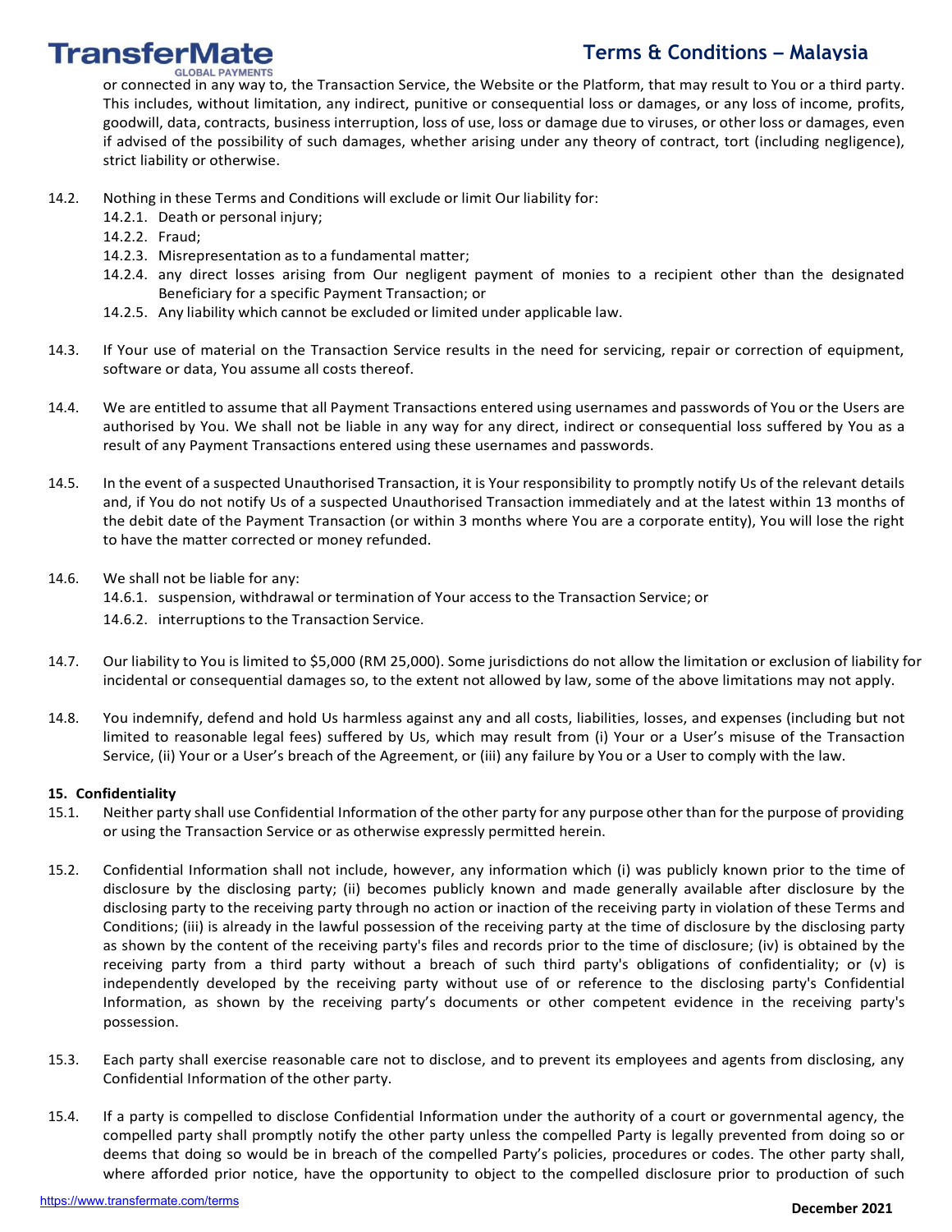or connected in any way to, the Transaction Service, the Website or the Platform, that may result to You or a third party. This includes, without limitation, any indirect, punitive or consequential loss or damages, or any loss of income, profits, goodwill, data, contracts, business interruption, loss of use, loss or damage due to viruses, or other loss or damages, even if advised of the possibility of such damages, whether arising under any theory of contract, tort (including negligence), strict liability or otherwise.

14.2. Nothing in these Terms and Conditions will exclude or limit Our liability for:

14.2.1. Death or personal injury;

14.2.2. Fraud;

14.2.3. Misrepresentation as to a fundamental matter;

14.2.4. any direct losses arising from Our negligent payment of monies to a recipient other than the designated Beneficiary for a specific Payment Transaction; or

14.2.5. Any liability which cannot be excluded or limited under applicable law.

14.3. If Your use of material on the Transaction Service results in the need for servicing, repair or correction of equipment, software or data, You assume all costs thereof.

14.4. We are entitled to assume that all Payment Transactions entered using usernames and passwords of You or the Users are authorised by You. We shall not be liable in any way for any direct, indirect or consequential loss suffered by You as a result of any Payment Transactions entered using these usernames and passwords.

14.5. In the event of a suspected Unauthorised Transaction, it is Your responsibility to promptly notify Us of the relevant details and, if You do not notify Us of a suspected Unauthorised Transaction immediately and at the latest within 13 months of the debit date of the Payment Transaction (or within 3 months where You are a corporate entity), You will lose the right to have the matter corrected or money refunded.

14.6. We shall not be liable for any:

14.6.1. suspension, withdrawal or termination of Your access to the Transaction Service; or

14.6.2. interruptions to the Transaction Service.

14.7. Our liability to You is limited to $5,000 (RM 25,000). Some jurisdictions do not allow the limitation or exclusion of liability for incidental or consequential damages so, to the extent not allowed by law, some of the above limitations may not apply.

14.8. You indemnify, defend and hold Us harmless against any and all costs, liabilities, losses, and expenses (including but not limited to reasonable legal fees) suffered by Us, which may result from (i) Your or a User's misuse of the Transaction Service, (ii) Your or a User's breach of the Agreement, or (iii) any failure by You or a User to comply with the law.

**15. Confidentiality**

15.1. Neither party shall use Confidential Information of the other party for any purpose other than for the purpose of providing or using the Transaction Service or as otherwise expressly permitted herein.

15.2. Confidential Information shall not include, however, any information which (i) was publicly known prior to the time of disclosure by the disclosing party; (ii) becomes publicly known and made generally available after disclosure by the disclosing party to the receiving party through no action or inaction of the receiving party in violation of these Terms and Conditions; (iii) is already in the lawful possession of the receiving party at the time of disclosure by the disclosing party as shown by the content of the receiving party's files and records prior to the time of disclosure; (iv) is obtained by the receiving party from a third party without a breach of such third party's obligations of confidentiality; or (v) is independently developed by the receiving party without use of or reference to the disclosing party's Confidential Information, as shown by the receiving party's documents or other competent evidence in the receiving party's possession.

15.3. Each party shall exercise reasonable care not to disclose, and to prevent its employees and agents from disclosing, any Confidential Information of the other party.

15.4. If a party is compelled to disclose Confidential Information under the authority of a court or governmental agency, the compelled party shall promptly notify the other party unless the compelled Party is legally prevented from doing so or deems that doing so would be in breach of the compelled Party's policies, procedures or codes. The other party shall, where afforded prior notice, have the opportunity to object to the compelled disclosure prior to production of such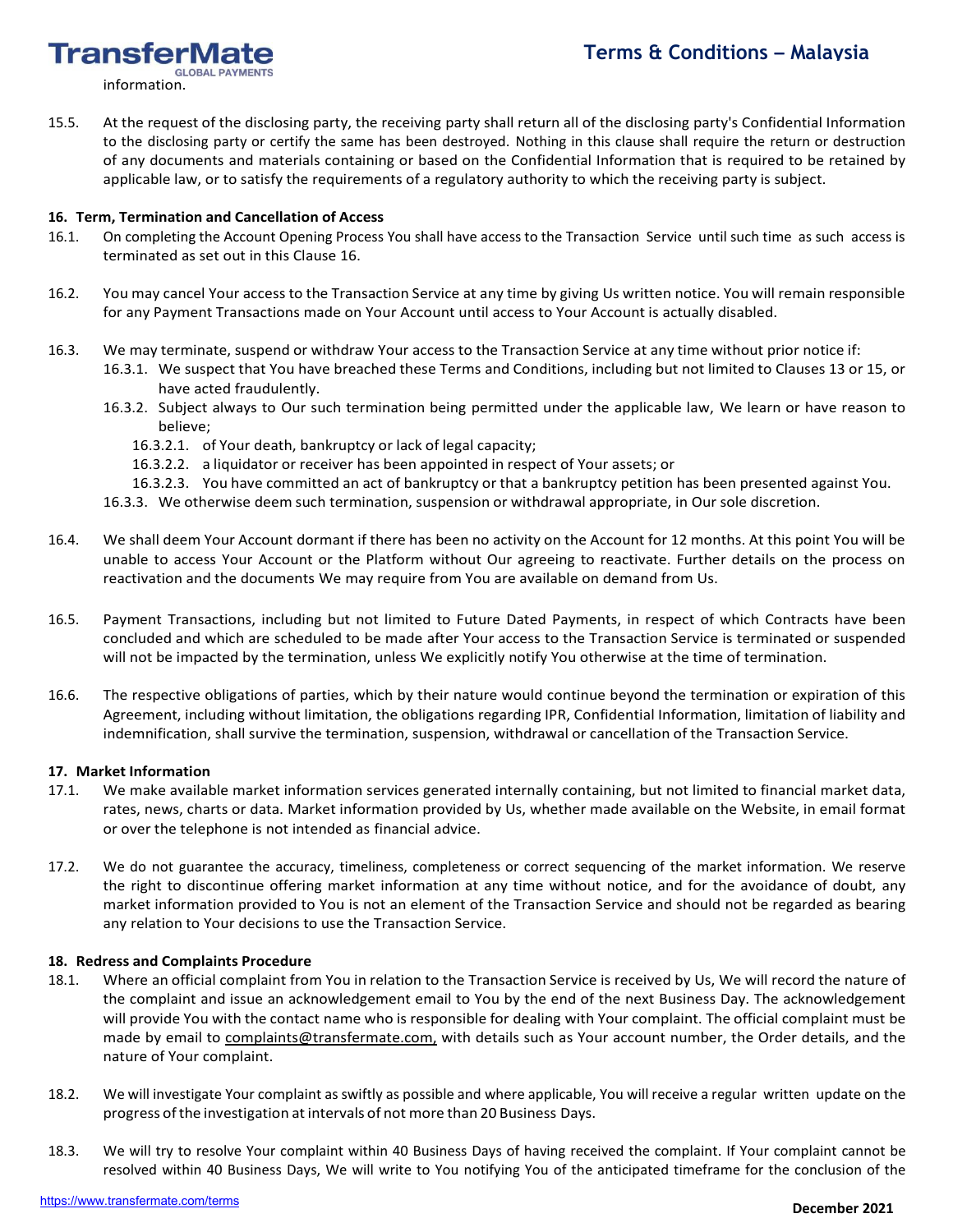information.

15.5. At the request of the disclosing party, the receiving party shall return all of the disclosing party's Confidential Information to the disclosing party or certify the same has been destroyed. Nothing in this clause shall require the return or destruction of any documents and materials containing or based on the Confidential Information that is required to be retained by applicable law, or to satisfy the requirements of a regulatory authority to which the receiving party is subject.

**16. Term, Termination and Cancellation of Access**

16.1. On completing the Account Opening Process You shall have access to the Transaction Service until such time as such access is terminated as set out in this Clause 16.

16.2. You may cancel Your access to the Transaction Service at any time by giving Us written notice. You will remain responsible for any Payment Transactions made on Your Account until access to Your Account is actually disabled.

16.3. We may terminate, suspend or withdraw Your access to the Transaction Service at any time without prior notice if:

- 16.3.1. We suspect that You have breached these Terms and Conditions, including but not limited to Clauses 13 or 15, or have acted fraudulently.
- 16.3.2. Subject always to Our such termination being permitted under the applicable law, We learn or have reason to believe;
  - 16.3.2.1. of Your death, bankruptcy or lack of legal capacity;
  - 16.3.2.2. a liquidator or receiver has been appointed in respect of Your assets; or
  - 16.3.2.3. You have committed an act of bankruptcy or that a bankruptcy petition has been presented against You.
- 16.3.3. We otherwise deem such termination, suspension or withdrawal appropriate, in Our sole discretion.

16.4. We shall deem Your Account dormant if there has been no activity on the Account for 12 months. At this point You will be unable to access Your Account or the Platform without Our agreeing to reactivate. Further details on the process on reactivation and the documents We may require from You are available on demand from Us.

16.5. Payment Transactions, including but not limited to Future Dated Payments, in respect of which Contracts have been concluded and which are scheduled to be made after Your access to the Transaction Service is terminated or suspended will not be impacted by the termination, unless We explicitly notify You otherwise at the time of termination.

16.6. The respective obligations of parties, which by their nature would continue beyond the termination or expiration of this Agreement, including without limitation, the obligations regarding IPR, Confidential Information, limitation of liability and indemnification, shall survive the termination, suspension, withdrawal or cancellation of the Transaction Service.

**17. Market Information**

17.1. We make available market information services generated internally containing, but not limited to financial market data, rates, news, charts or data. Market information provided by Us, whether made available on the Website, in email format or over the telephone is not intended as financial advice.

17.2. We do not guarantee the accuracy, timeliness, completeness or correct sequencing of the market information. We reserve the right to discontinue offering market information at any time without notice, and for the avoidance of doubt, any market information provided to You is not an element of the Transaction Service and should not be regarded as bearing any relation to Your decisions to use the Transaction Service.

**18. Redress and Complaints Procedure**

18.1. Where an official complaint from You in relation to the Transaction Service is received by Us, We will record the nature of the complaint and issue an acknowledgement email to You by the end of the next Business Day. The acknowledgement will provide You with the contact name who is responsible for dealing with Your complaint. The official complaint must be made by email to complaints@transfermate.com, with details such as Your account number, the Order details, and the nature of Your complaint.

18.2. We will investigate Your complaint as swiftly as possible and where applicable, You will receive a regular written update on the progress of the investigation at intervals of not more than 20 Business Days.

18.3. We will try to resolve Your complaint within 40 Business Days of having received the complaint. If Your complaint cannot be resolved within 40 Business Days, We will write to You notifying You of the anticipated timeframe for the conclusion of the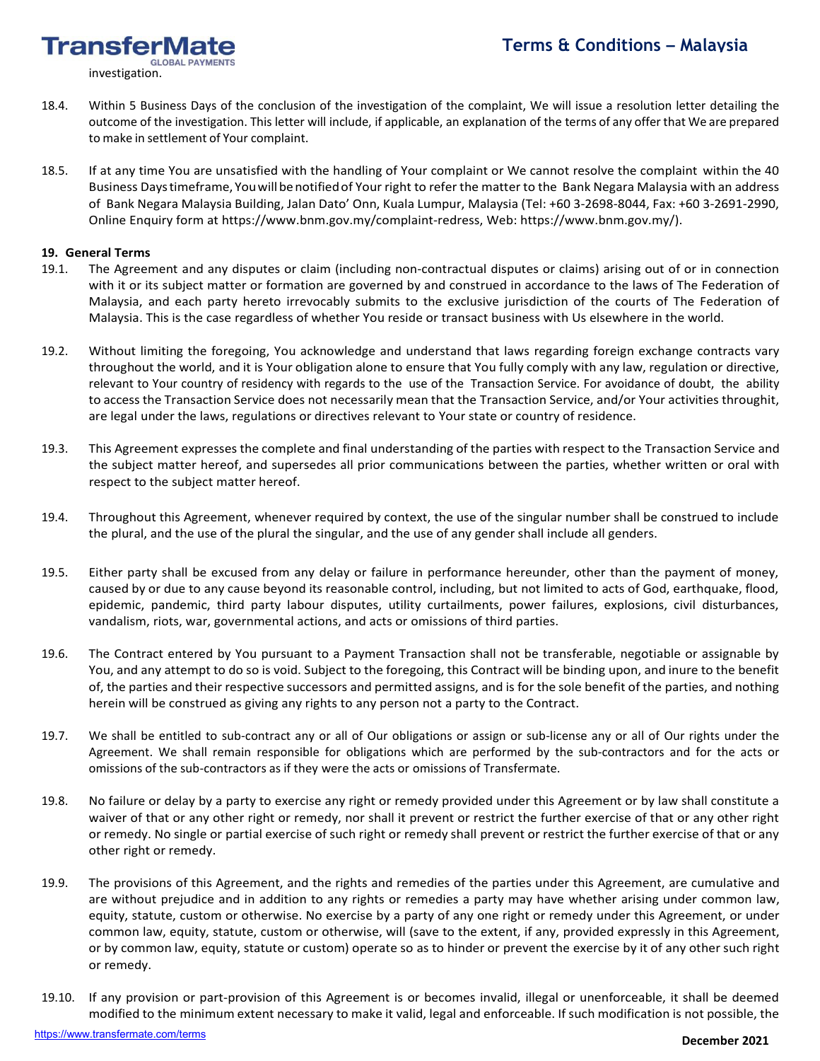investigation.

18.4. Within 5 Business Days of the conclusion of the investigation of the complaint, We will issue a resolution letter detailing the outcome of the investigation. This letter will include, if applicable, an explanation of the terms of any offer that We are prepared to make in settlement of Your complaint.

18.5. If at any time You are unsatisfied with the handling of Your complaint or We cannot resolve the complaint within the 40 Business Days timeframe, You will be notified of Your right to refer the matter to the Bank Negara Malaysia with an address of Bank Negara Malaysia Building, Jalan Dato' Onn, Kuala Lumpur, Malaysia (Tel: +60 3-2698-8044, Fax: +60 3-2691-2990, Online Enquiry form at https://www.bnm.gov.my/complaint-redress, Web: https://www.bnm.gov.my/).

**19. General Terms**

19.1. The Agreement and any disputes or claim (including non-contractual disputes or claims) arising out of or in connection with it or its subject matter or formation are governed by and construed in accordance to the laws of The Federation of Malaysia, and each party hereto irrevocably submits to the exclusive jurisdiction of the courts of The Federation of Malaysia. This is the case regardless of whether You reside or transact business with Us elsewhere in the world.

19.2. Without limiting the foregoing, You acknowledge and understand that laws regarding foreign exchange contracts vary throughout the world, and it is Your obligation alone to ensure that You fully comply with any law, regulation or directive, relevant to Your country of residency with regards to the use of the Transaction Service. For avoidance of doubt, the ability to access the Transaction Service does not necessarily mean that the Transaction Service, and/or Your activities throughit, are legal under the laws, regulations or directives relevant to Your state or country of residence.

19.3. This Agreement expresses the complete and final understanding of the parties with respect to the Transaction Service and the subject matter hereof, and supersedes all prior communications between the parties, whether written or oral with respect to the subject matter hereof.

19.4. Throughout this Agreement, whenever required by context, the use of the singular number shall be construed to include the plural, and the use of the plural the singular, and the use of any gender shall include all genders.

19.5. Either party shall be excused from any delay or failure in performance hereunder, other than the payment of money, caused by or due to any cause beyond its reasonable control, including, but not limited to acts of God, earthquake, flood, epidemic, pandemic, third party labour disputes, utility curtailments, power failures, explosions, civil disturbances, vandalism, riots, war, governmental actions, and acts or omissions of third parties.

19.6. The Contract entered by You pursuant to a Payment Transaction shall not be transferable, negotiable or assignable by You, and any attempt to do so is void. Subject to the foregoing, this Contract will be binding upon, and inure to the benefit of, the parties and their respective successors and permitted assigns, and is for the sole benefit of the parties, and nothing herein will be construed as giving any rights to any person not a party to the Contract.

19.7. We shall be entitled to sub-contract any or all of Our obligations or assign or sub-license any or all of Our rights under the Agreement. We shall remain responsible for obligations which are performed by the sub-contractors and for the acts or omissions of the sub-contractors as if they were the acts or omissions of Transfermate.

19.8. No failure or delay by a party to exercise any right or remedy provided under this Agreement or by law shall constitute a waiver of that or any other right or remedy, nor shall it prevent or restrict the further exercise of that or any other right or remedy. No single or partial exercise of such right or remedy shall prevent or restrict the further exercise of that or any other right or remedy.

19.9. The provisions of this Agreement, and the rights and remedies of the parties under this Agreement, are cumulative and are without prejudice and in addition to any rights or remedies a party may have whether arising under common law, equity, statute, custom or otherwise. No exercise by a party of any one right or remedy under this Agreement, or under common law, equity, statute, custom or otherwise, will (save to the extent, if any, provided expressly in this Agreement, or by common law, equity, statute or custom) operate so as to hinder or prevent the exercise by it of any other such right or remedy.

19.10. If any provision or part-provision of this Agreement is or becomes invalid, illegal or unenforceable, it shall be deemed modified to the minimum extent necessary to make it valid, legal and enforceable. If such modification is not possible, the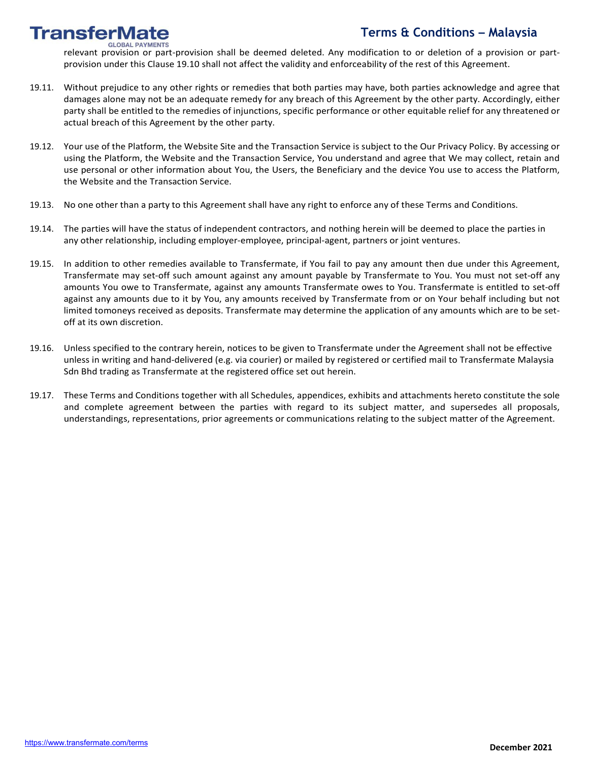relevant provision or part-provision shall be deemed deleted. Any modification to or deletion of a provision or part-provision under this Clause 19.10 shall not affect the validity and enforceability of the rest of this Agreement.

19.11. Without prejudice to any other rights or remedies that both parties may have, both parties acknowledge and agree that damages alone may not be an adequate remedy for any breach of this Agreement by the other party. Accordingly, either party shall be entitled to the remedies of injunctions, specific performance or other equitable relief for any threatened or actual breach of this Agreement by the other party.

19.12. Your use of the Platform, the Website Site and the Transaction Service is subject to the Our Privacy Policy. By accessing or using the Platform, the Website and the Transaction Service, You understand and agree that We may collect, retain and use personal or other information about You, the Users, the Beneficiary and the device You use to access the Platform, the Website and the Transaction Service.

19.13. No one other than a party to this Agreement shall have any right to enforce any of these Terms and Conditions.

19.14. The parties will have the status of independent contractors, and nothing herein will be deemed to place the parties in any other relationship, including employer-employee, principal-agent, partners or joint ventures.

19.15. In addition to other remedies available to Transfermate, if You fail to pay any amount then due under this Agreement, Transfermate may set-off such amount against any amount payable by Transfermate to You. You must not set-off any amounts You owe to Transfermate, against any amounts Transfermate owes to You. Transfermate is entitled to set-off against any amounts due to it by You, any amounts received by Transfermate from or on Your behalf including but not limited tomoneys received as deposits. Transfermate may determine the application of any amounts which are to be set-off at its own discretion.

19.16. Unless specified to the contrary herein, notices to be given to Transfermate under the Agreement shall not be effective unless in writing and hand-delivered (e.g. via courier) or mailed by registered or certified mail to Transfermate Malaysia Sdn Bhd trading as Transfermate at the registered office set out herein.

19.17. These Terms and Conditions together with all Schedules, appendices, exhibits and attachments hereto constitute the sole and complete agreement between the parties with regard to its subject matter, and supersedes all proposals, understandings, representations, prior agreements or communications relating to the subject matter of the Agreement.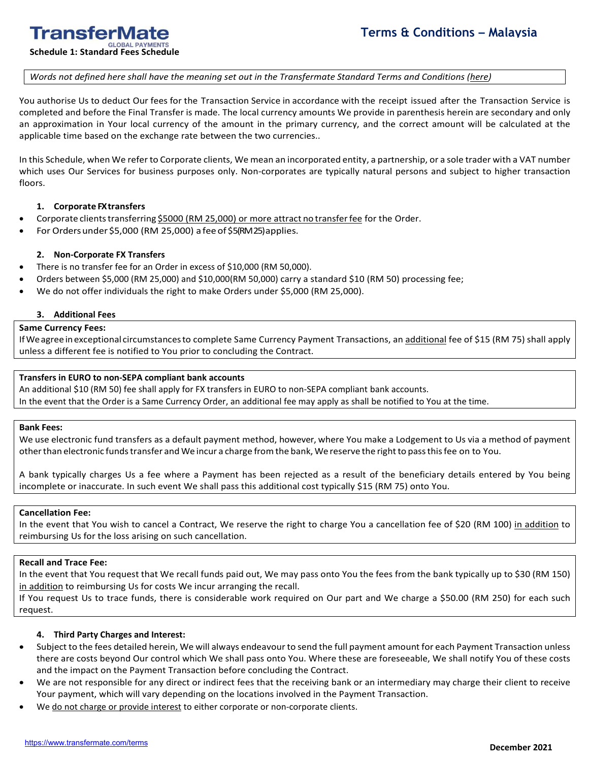# Terms & Conditions – Malaysia

**Schedule 1: Standard Fees Schedule**

*Words not defined here shall have the meaning set out in the Transfermate Standard Terms and Conditions (here)*

You authorise Us to deduct Our fees for the Transaction Service in accordance with the receipt issued after the Transaction Service is completed and before the Final Transfer is made. The local currency amounts We provide in parenthesis herein are secondary and only an approximation in Your local currency of the amount in the primary currency, and the correct amount will be calculated at the applicable time based on the exchange rate between the two currencies..

In this Schedule, when We refer to Corporate clients, We mean an incorporated entity, a partnership, or a sole trader with a VAT number which uses Our Services for business purposes only. Non-corporates are typically natural persons and subject to higher transaction floors.

## 1. Corporate FX transfers

- Corporate clients transferring $5000 (RM 25,000) or more attract no transfer fee for the Order.
- For Orders under $5,000 (RM 25,000) a fee of $5 (RM 25) applies.

## 2. Non-Corporate FX Transfers

- There is no transfer fee for an Order in excess of $10,000 (RM 50,000).
- Orders between $5,000 (RM 25,000) and $10,000(RM 50,000) carry a standard $10 (RM 50) processing fee;
- We do not offer individuals the right to make Orders under $5,000 (RM 25,000).

## 3. Additional Fees

**Same Currency Fees:**
If We agree in exceptional circumstances to complete Same Currency Payment Transactions, an additional fee of $15 (RM 75) shall apply unless a different fee is notified to You prior to concluding the Contract.

**Transfers in EURO to non-SEPA compliant bank accounts**
An additional $10 (RM 50) fee shall apply for FX transfers in EURO to non-SEPA compliant bank accounts.
In the event that the Order is a Same Currency Order, an additional fee may apply as shall be notified to You at the time.

**Bank Fees:**
We use electronic fund transfers as a default payment method, however, where You make a Lodgement to Us via a method of payment other than electronic funds transfer and We incur a charge from the bank, We reserve the right to pass this fee on to You.

A bank typically charges Us a fee where a Payment has been rejected as a result of the beneficiary details entered by You being incomplete or inaccurate. In such event We shall pass this additional cost typically $15 (RM 75) onto You.

**Cancellation Fee:**
In the event that You wish to cancel a Contract, We reserve the right to charge You a cancellation fee of $20 (RM 100) in addition to reimbursing Us for the loss arising on such cancellation.

**Recall and Trace Fee:**
In the event that You request that We recall funds paid out, We may pass onto You the fees from the bank typically up to $30 (RM 150) in addition to reimbursing Us for costs We incur arranging the recall.
If You request Us to trace funds, there is considerable work required on Our part and We charge a $50.00 (RM 250) for each such request.

## 4. Third Party Charges and Interest:

- Subject to the fees detailed herein, We will always endeavour to send the full payment amount for each Payment Transaction unless there are costs beyond Our control which We shall pass onto You. Where these are foreseeable, We shall notify You of these costs and the impact on the Payment Transaction before concluding the Contract.
- We are not responsible for any direct or indirect fees that the receiving bank or an intermediary may charge their client to receive Your payment, which will vary depending on the locations involved in the Payment Transaction.
- We do not charge or provide interest to either corporate or non-corporate clients.

https://www.transfermate.com/terms

December 2021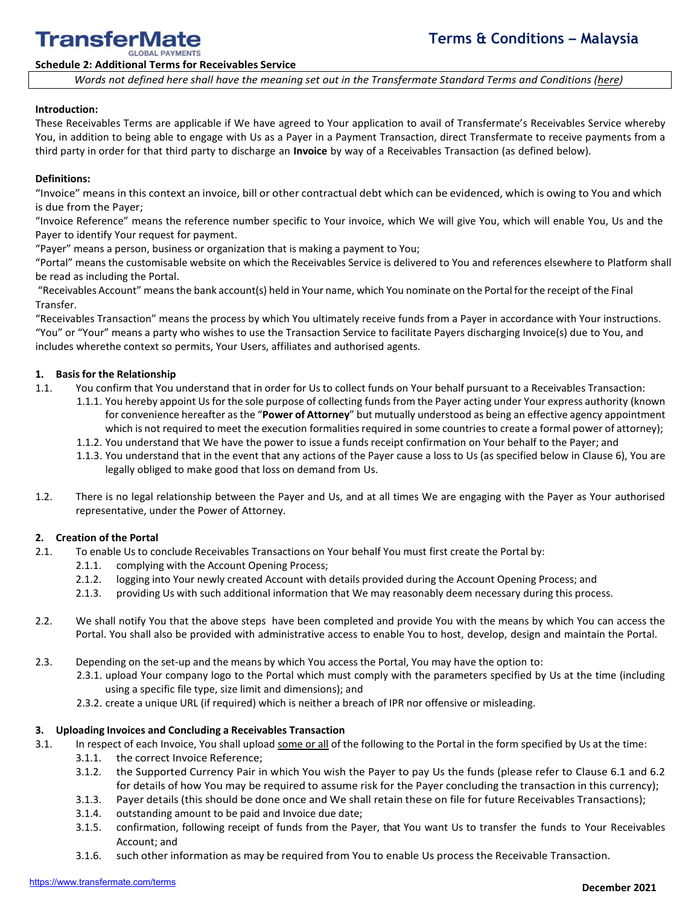## Schedule 2: Additional Terms for Receivables Service

*Words not defined here shall have the meaning set out in the Transfermate Standard Terms and Conditions (here)*

**Introduction:**

These Receivables Terms are applicable if We have agreed to Your application to avail of Transfermate's Receivables Service whereby You, in addition to being able to engage with Us as a Payer in a Payment Transaction, direct Transfermate to receive payments from a third party in order for that third party to discharge an **Invoice** by way of a Receivables Transaction (as defined below).

**Definitions:**

"Invoice" means in this context an invoice, bill or other contractual debt which can be evidenced, which is owing to You and which is due from the Payer;

"Invoice Reference" means the reference number specific to Your invoice, which We will give You, which will enable You, Us and the Payer to identify Your request for payment.

"Payer" means a person, business or organization that is making a payment to You;

"Portal" means the customisable website on which the Receivables Service is delivered to You and references elsewhere to Platform shall be read as including the Portal.

"Receivables Account" means the bank account(s) held in Your name, which You nominate on the Portal for the receipt of the Final Transfer.

"Receivables Transaction" means the process by which You ultimately receive funds from a Payer in accordance with Your instructions.

"You" or "Your" means a party who wishes to use the Transaction Service to facilitate Payers discharging Invoice(s) due to You, and includes wherethe context so permits, Your Users, affiliates and authorised agents.

### 1. Basis for the Relationship

1.1. You confirm that You understand that in order for Us to collect funds on Your behalf pursuant to a Receivables Transaction:

- 1.1.1. You hereby appoint Us for the sole purpose of collecting funds from the Payer acting under Your express authority (known for convenience hereafter as the "**Power of Attorney**" but mutually understood as being an effective agency appointment which is not required to meet the execution formalities required in some countries to create a formal power of attorney);
- 1.1.2. You understand that We have the power to issue a funds receipt confirmation on Your behalf to the Payer; and
- 1.1.3. You understand that in the event that any actions of the Payer cause a loss to Us (as specified below in Clause 6), You are legally obliged to make good that loss on demand from Us.

1.2. There is no legal relationship between the Payer and Us, and at all times We are engaging with the Payer as Your authorised representative, under the Power of Attorney.

### 2. Creation of the Portal

2.1. To enable Us to conclude Receivables Transactions on Your behalf You must first create the Portal by:

- 2.1.1. complying with the Account Opening Process;
- 2.1.2. logging into Your newly created Account with details provided during the Account Opening Process; and
- 2.1.3. providing Us with such additional information that We may reasonably deem necessary during this process.

2.2. We shall notify You that the above steps have been completed and provide You with the means by which You can access the Portal. You shall also be provided with administrative access to enable You to host, develop, design and maintain the Portal.

2.3. Depending on the set-up and the means by which You access the Portal, You may have the option to:

- 2.3.1. upload Your company logo to the Portal which must comply with the parameters specified by Us at the time (including using a specific file type, size limit and dimensions); and
- 2.3.2. create a unique URL (if required) which is neither a breach of IPR nor offensive or misleading.

### 3. Uploading Invoices and Concluding a Receivables Transaction

3.1. In respect of each Invoice, You shall upload some or all of the following to the Portal in the form specified by Us at the time:

- 3.1.1. the correct Invoice Reference;
- 3.1.2. the Supported Currency Pair in which You wish the Payer to pay Us the funds (please refer to Clause 6.1 and 6.2 for details of how You may be required to assume risk for the Payer concluding the transaction in this currency);
- 3.1.3. Payer details (this should be done once and We shall retain these on file for future Receivables Transactions);
- 3.1.4. outstanding amount to be paid and Invoice due date;
- 3.1.5. confirmation, following receipt of funds from the Payer, that You want Us to transfer the funds to Your Receivables Account; and
- 3.1.6. such other information as may be required from You to enable Us process the Receivable Transaction.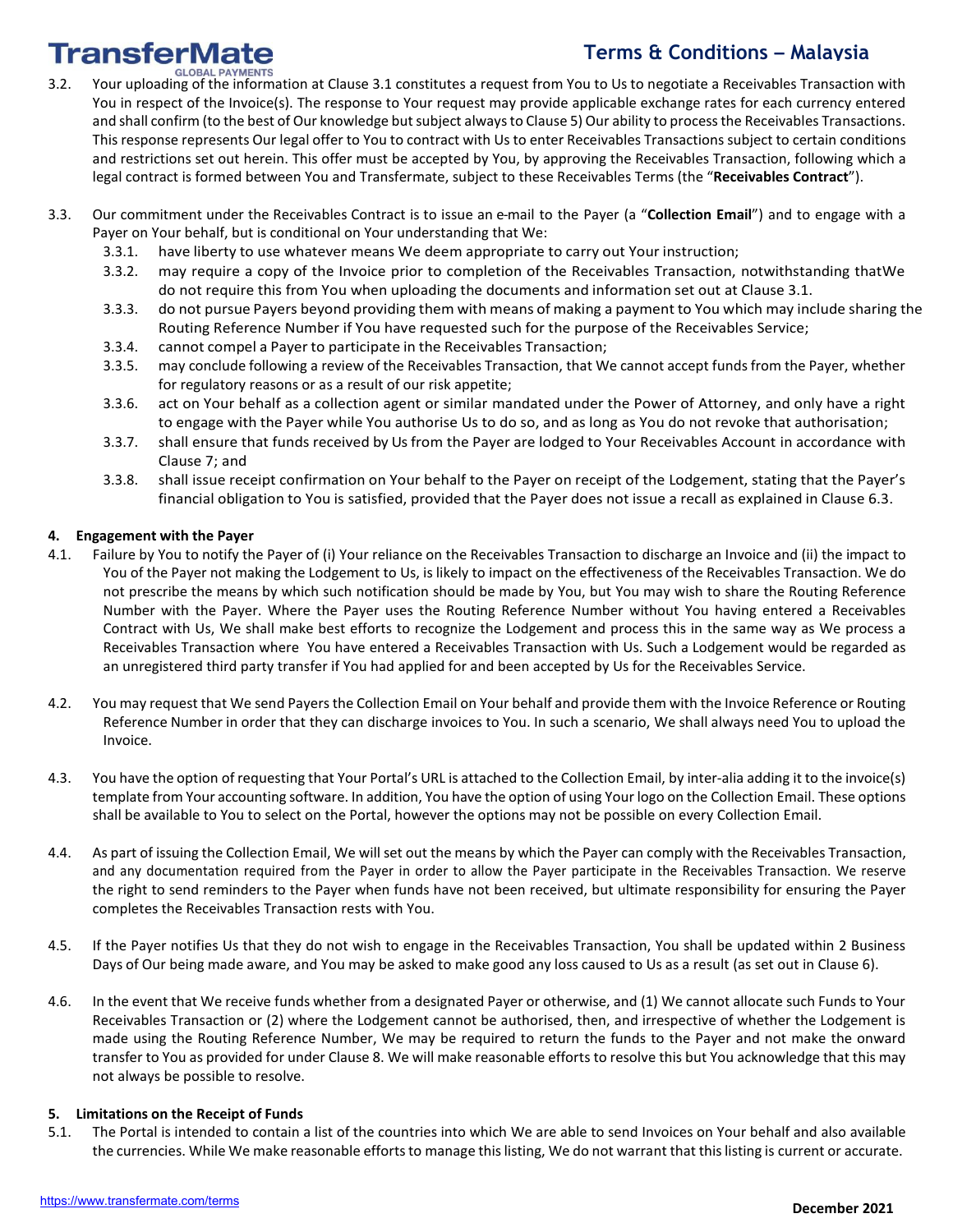3.2. Your uploading of the information at Clause 3.1 constitutes a request from You to Us to negotiate a Receivables Transaction with You in respect of the Invoice(s). The response to Your request may provide applicable exchange rates for each currency entered and shall confirm (to the best of Our knowledge but subject always to Clause 5) Our ability to process the Receivables Transactions. This response represents Our legal offer to You to contract with Us to enter Receivables Transactions subject to certain conditions and restrictions set out herein. This offer must be accepted by You, by approving the Receivables Transaction, following which a legal contract is formed between You and Transfermate, subject to these Receivables Terms (the "**Receivables Contract**").

3.3. Our commitment under the Receivables Contract is to issue an e-mail to the Payer (a "**Collection Email**") and to engage with a Payer on Your behalf, but is conditional on Your understanding that We:

3.3.1. have liberty to use whatever means We deem appropriate to carry out Your instruction;

3.3.2. may require a copy of the Invoice prior to completion of the Receivables Transaction, notwithstanding thatWe do not require this from You when uploading the documents and information set out at Clause 3.1.

3.3.3. do not pursue Payers beyond providing them with means of making a payment to You which may include sharing the Routing Reference Number if You have requested such for the purpose of the Receivables Service;

3.3.4. cannot compel a Payer to participate in the Receivables Transaction;

3.3.5. may conclude following a review of the Receivables Transaction, that We cannot accept funds from the Payer, whether for regulatory reasons or as a result of our risk appetite;

3.3.6. act on Your behalf as a collection agent or similar mandated under the Power of Attorney, and only have a right to engage with the Payer while You authorise Us to do so, and as long as You do not revoke that authorisation;

3.3.7. shall ensure that funds received by Us from the Payer are lodged to Your Receivables Account in accordance with Clause 7; and

3.3.8. shall issue receipt confirmation on Your behalf to the Payer on receipt of the Lodgement, stating that the Payer's financial obligation to You is satisfied, provided that the Payer does not issue a recall as explained in Clause 6.3.

**4. Engagement with the Payer**

4.1. Failure by You to notify the Payer of (i) Your reliance on the Receivables Transaction to discharge an Invoice and (ii) the impact to You of the Payer not making the Lodgement to Us, is likely to impact on the effectiveness of the Receivables Transaction. We do not prescribe the means by which such notification should be made by You, but You may wish to share the Routing Reference Number with the Payer. Where the Payer uses the Routing Reference Number without You having entered a Receivables Contract with Us, We shall make best efforts to recognize the Lodgement and process this in the same way as We process a Receivables Transaction where You have entered a Receivables Transaction with Us. Such a Lodgement would be regarded as an unregistered third party transfer if You had applied for and been accepted by Us for the Receivables Service.

4.2. You may request that We send Payers the Collection Email on Your behalf and provide them with the Invoice Reference or Routing Reference Number in order that they can discharge invoices to You. In such a scenario, We shall always need You to upload the Invoice.

4.3. You have the option of requesting that Your Portal's URL is attached to the Collection Email, by inter-alia adding it to the invoice(s) template from Your accounting software. In addition, You have the option of using Your logo on the Collection Email. These options shall be available to You to select on the Portal, however the options may not be possible on every Collection Email.

4.4. As part of issuing the Collection Email, We will set out the means by which the Payer can comply with the Receivables Transaction, and any documentation required from the Payer in order to allow the Payer participate in the Receivables Transaction. We reserve the right to send reminders to the Payer when funds have not been received, but ultimate responsibility for ensuring the Payer completes the Receivables Transaction rests with You.

4.5. If the Payer notifies Us that they do not wish to engage in the Receivables Transaction, You shall be updated within 2 Business Days of Our being made aware, and You may be asked to make good any loss caused to Us as a result (as set out in Clause 6).

4.6. In the event that We receive funds whether from a designated Payer or otherwise, and (1) We cannot allocate such Funds to Your Receivables Transaction or (2) where the Lodgement cannot be authorised, then, and irrespective of whether the Lodgement is made using the Routing Reference Number, We may be required to return the funds to the Payer and not make the onward transfer to You as provided for under Clause 8. We will make reasonable efforts to resolve this but You acknowledge that this may not always be possible to resolve.

**5. Limitations on the Receipt of Funds**

5.1. The Portal is intended to contain a list of the countries into which We are able to send Invoices on Your behalf and also available the currencies. While We make reasonable efforts to manage this listing, We do not warrant that this listing is current or accurate.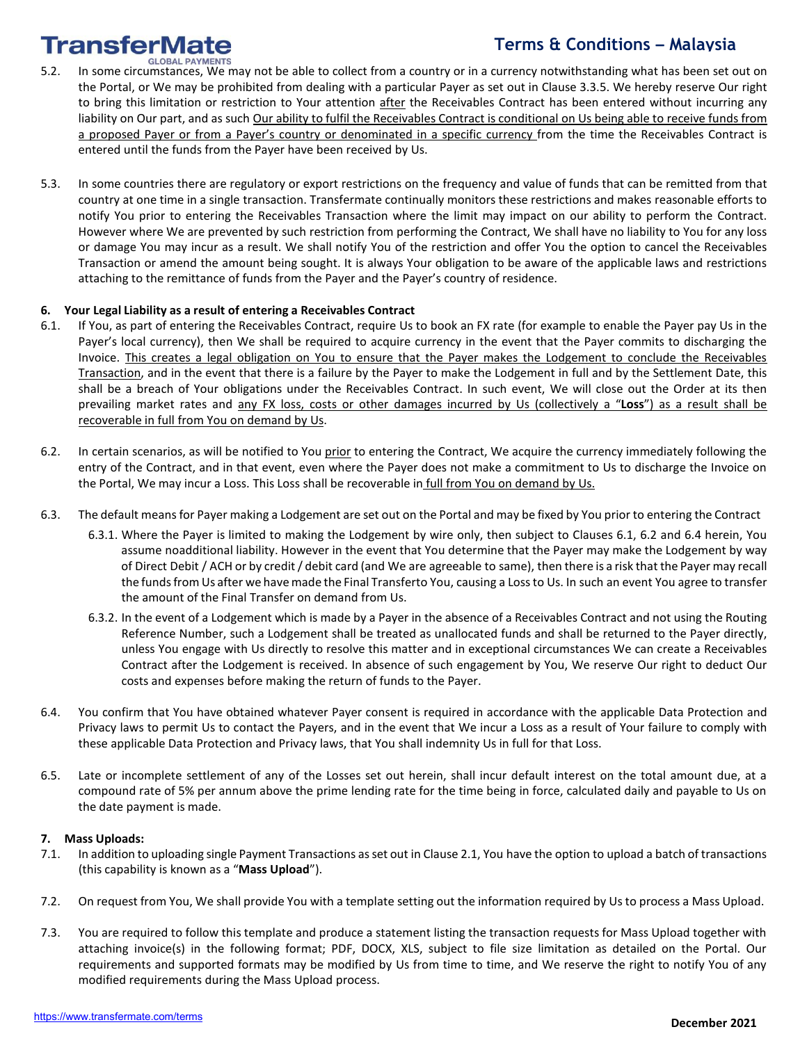5.2. In some circumstances, We may not be able to collect from a country or in a currency notwithstanding what has been set out on the Portal, or We may be prohibited from dealing with a particular Payer as set out in Clause 3.3.5. We hereby reserve Our right to bring this limitation or restriction to Your attention after the Receivables Contract has been entered without incurring any liability on Our part, and as such Our ability to fulfil the Receivables Contract is conditional on Us being able to receive funds from a proposed Payer or from a Payer's country or denominated in a specific currency from the time the Receivables Contract is entered until the funds from the Payer have been received by Us.

5.3. In some countries there are regulatory or export restrictions on the frequency and value of funds that can be remitted from that country at one time in a single transaction. Transfermate continually monitors these restrictions and makes reasonable efforts to notify You prior to entering the Receivables Transaction where the limit may impact on our ability to perform the Contract. However where We are prevented by such restriction from performing the Contract, We shall have no liability to You for any loss or damage You may incur as a result. We shall notify You of the restriction and offer You the option to cancel the Receivables Transaction or amend the amount being sought. It is always Your obligation to be aware of the applicable laws and restrictions attaching to the remittance of funds from the Payer and the Payer's country of residence.

**6. Your Legal Liability as a result of entering a Receivables Contract**

6.1. If You, as part of entering the Receivables Contract, require Us to book an FX rate (for example to enable the Payer pay Us in the Payer's local currency), then We shall be required to acquire currency in the event that the Payer commits to discharging the Invoice. This creates a legal obligation on You to ensure that the Payer makes the Lodgement to conclude the Receivables Transaction, and in the event that there is a failure by the Payer to make the Lodgement in full and by the Settlement Date, this shall be a breach of Your obligations under the Receivables Contract. In such event, We will close out the Order at its then prevailing market rates and any FX loss, costs or other damages incurred by Us (collectively a "**Loss**") as a result shall be recoverable in full from You on demand by Us.

6.2. In certain scenarios, as will be notified to You prior to entering the Contract, We acquire the currency immediately following the entry of the Contract, and in that event, even where the Payer does not make a commitment to Us to discharge the Invoice on the Portal, We may incur a Loss. This Loss shall be recoverable in full from You on demand by Us.

6.3. The default means for Payer making a Lodgement are set out on the Portal and may be fixed by You prior to entering the Contract

6.3.1. Where the Payer is limited to making the Lodgement by wire only, then subject to Clauses 6.1, 6.2 and 6.4 herein, You assume noadditional liability. However in the event that You determine that the Payer may make the Lodgement by way of Direct Debit / ACH or by credit / debit card (and We are agreeable to same), then there is a risk that the Payer may recall the funds from Us after we have made the Final Transferto You, causing a Loss to Us. In such an event You agree to transfer the amount of the Final Transfer on demand from Us.

6.3.2. In the event of a Lodgement which is made by a Payer in the absence of a Receivables Contract and not using the Routing Reference Number, such a Lodgement shall be treated as unallocated funds and shall be returned to the Payer directly, unless You engage with Us directly to resolve this matter and in exceptional circumstances We can create a Receivables Contract after the Lodgement is received. In absence of such engagement by You, We reserve Our right to deduct Our costs and expenses before making the return of funds to the Payer.

6.4. You confirm that You have obtained whatever Payer consent is required in accordance with the applicable Data Protection and Privacy laws to permit Us to contact the Payers, and in the event that We incur a Loss as a result of Your failure to comply with these applicable Data Protection and Privacy laws, that You shall indemnity Us in full for that Loss.

6.5. Late or incomplete settlement of any of the Losses set out herein, shall incur default interest on the total amount due, at a compound rate of 5% per annum above the prime lending rate for the time being in force, calculated daily and payable to Us on the date payment is made.

**7. Mass Uploads:**

7.1. In addition to uploading single Payment Transactions as set out in Clause 2.1, You have the option to upload a batch of transactions (this capability is known as a "**Mass Upload**").

7.2. On request from You, We shall provide You with a template setting out the information required by Us to process a Mass Upload.

7.3. You are required to follow this template and produce a statement listing the transaction requests for Mass Upload together with attaching invoice(s) in the following format; PDF, DOCX, XLS, subject to file size limitation as detailed on the Portal. Our requirements and supported formats may be modified by Us from time to time, and We reserve the right to notify You of any modified requirements during the Mass Upload process.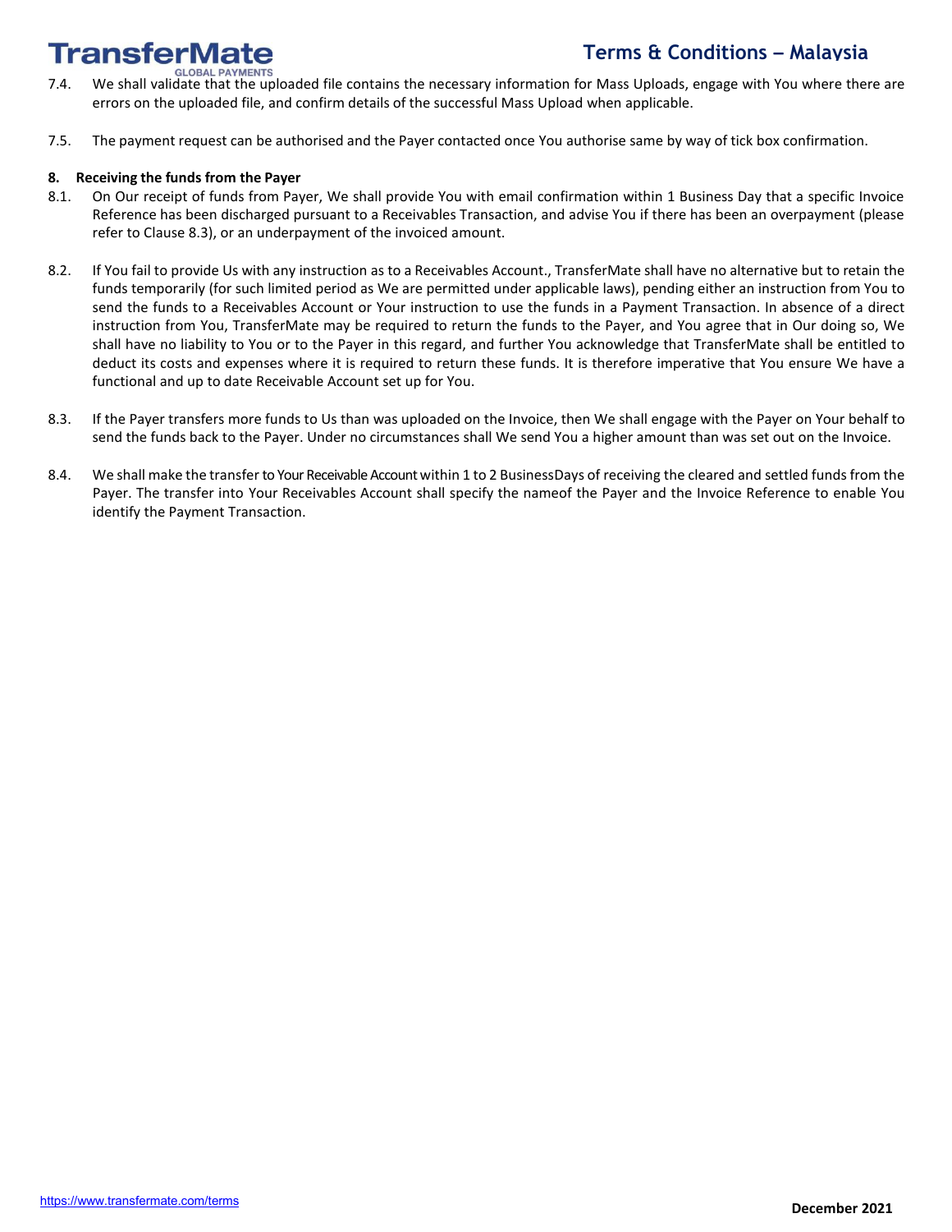7.4. We shall validate that the uploaded file contains the necessary information for Mass Uploads, engage with You where there are errors on the uploaded file, and confirm details of the successful Mass Upload when applicable.

7.5. The payment request can be authorised and the Payer contacted once You authorise same by way of tick box confirmation.

**8. Receiving the funds from the Payer**

8.1. On Our receipt of funds from Payer, We shall provide You with email confirmation within 1 Business Day that a specific Invoice Reference has been discharged pursuant to a Receivables Transaction, and advise You if there has been an overpayment (please refer to Clause 8.3), or an underpayment of the invoiced amount.

8.2. If You fail to provide Us with any instruction as to a Receivables Account., TransferMate shall have no alternative but to retain the funds temporarily (for such limited period as We are permitted under applicable laws), pending either an instruction from You to send the funds to a Receivables Account or Your instruction to use the funds in a Payment Transaction. In absence of a direct instruction from You, TransferMate may be required to return the funds to the Payer, and You agree that in Our doing so, We shall have no liability to You or to the Payer in this regard, and further You acknowledge that TransferMate shall be entitled to deduct its costs and expenses where it is required to return these funds. It is therefore imperative that You ensure We have a functional and up to date Receivable Account set up for You.

8.3. If the Payer transfers more funds to Us than was uploaded on the Invoice, then We shall engage with the Payer on Your behalf to send the funds back to the Payer. Under no circumstances shall We send You a higher amount than was set out on the Invoice.

8.4. We shall make the transfer to Your Receivable Account within 1 to 2 BusinessDays of receiving the cleared and settled funds from the Payer. The transfer into Your Receivables Account shall specify the nameof the Payer and the Invoice Reference to enable You identify the Payment Transaction.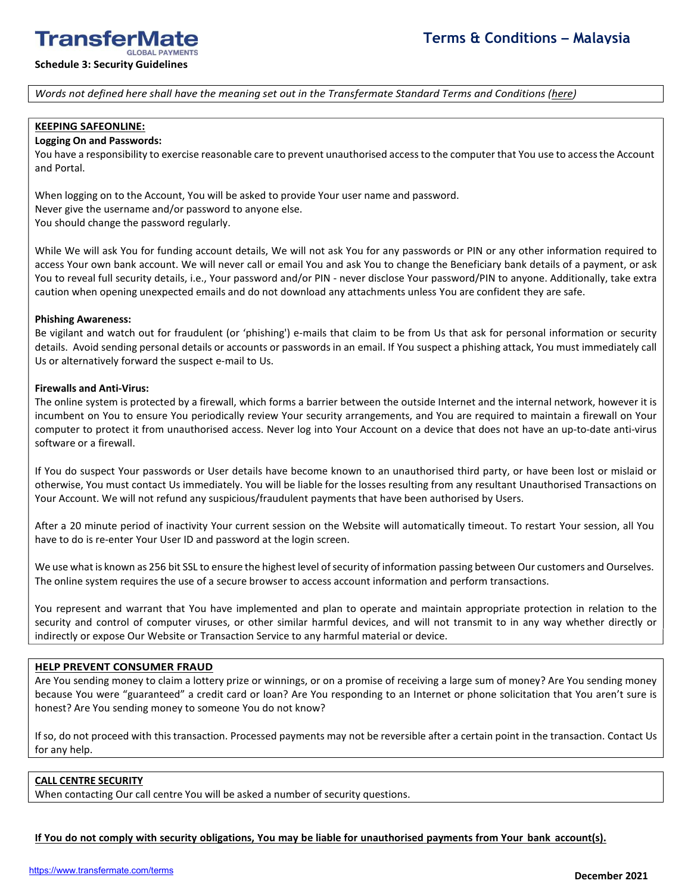**Schedule 3: Security Guidelines**

*Words not defined here shall have the meaning set out in the Transfermate Standard Terms and Conditions (here)*

**KEEPING SAFEONLINE:**

**Logging On and Passwords:**

You have a responsibility to exercise reasonable care to prevent unauthorised access to the computer that You use to access the Account and Portal.

When logging on to the Account, You will be asked to provide Your user name and password.
Never give the username and/or password to anyone else.
You should change the password regularly.

While We will ask You for funding account details, We will not ask You for any passwords or PIN or any other information required to access Your own bank account. We will never call or email You and ask You to change the Beneficiary bank details of a payment, or ask You to reveal full security details, i.e., Your password and/or PIN - never disclose Your password/PIN to anyone. Additionally, take extra caution when opening unexpected emails and do not download any attachments unless You are confident they are safe.

**Phishing Awareness:**

Be vigilant and watch out for fraudulent (or 'phishing') e-mails that claim to be from Us that ask for personal information or security details. Avoid sending personal details or accounts or passwords in an email. If You suspect a phishing attack, You must immediately call Us or alternatively forward the suspect e-mail to Us.

**Firewalls and Anti-Virus:**

The online system is protected by a firewall, which forms a barrier between the outside Internet and the internal network, however it is incumbent on You to ensure You periodically review Your security arrangements, and You are required to maintain a firewall on Your computer to protect it from unauthorised access. Never log into Your Account on a device that does not have an up-to-date anti-virus software or a firewall.

If You do suspect Your passwords or User details have become known to an unauthorised third party, or have been lost or mislaid or otherwise, You must contact Us immediately. You will be liable for the losses resulting from any resultant Unauthorised Transactions on Your Account. We will not refund any suspicious/fraudulent payments that have been authorised by Users.

After a 20 minute period of inactivity Your current session on the Website will automatically timeout. To restart Your session, all You have to do is re-enter Your User ID and password at the login screen.

We use what is known as 256 bit SSL to ensure the highest level of security of information passing between Our customers and Ourselves. The online system requires the use of a secure browser to access account information and perform transactions.

You represent and warrant that You have implemented and plan to operate and maintain appropriate protection in relation to the security and control of computer viruses, or other similar harmful devices, and will not transmit to in any way whether directly or indirectly or expose Our Website or Transaction Service to any harmful material or device.

**HELP PREVENT CONSUMER FRAUD**

Are You sending money to claim a lottery prize or winnings, or on a promise of receiving a large sum of money? Are You sending money because You were "guaranteed" a credit card or loan? Are You responding to an Internet or phone solicitation that You aren't sure is honest? Are You sending money to someone You do not know?

If so, do not proceed with this transaction. Processed payments may not be reversible after a certain point in the transaction. Contact Us for any help.

**CALL CENTRE SECURITY**

When contacting Our call centre You will be asked a number of security questions.

**If You do not comply with security obligations, You may be liable for unauthorised payments from Your bank account(s).**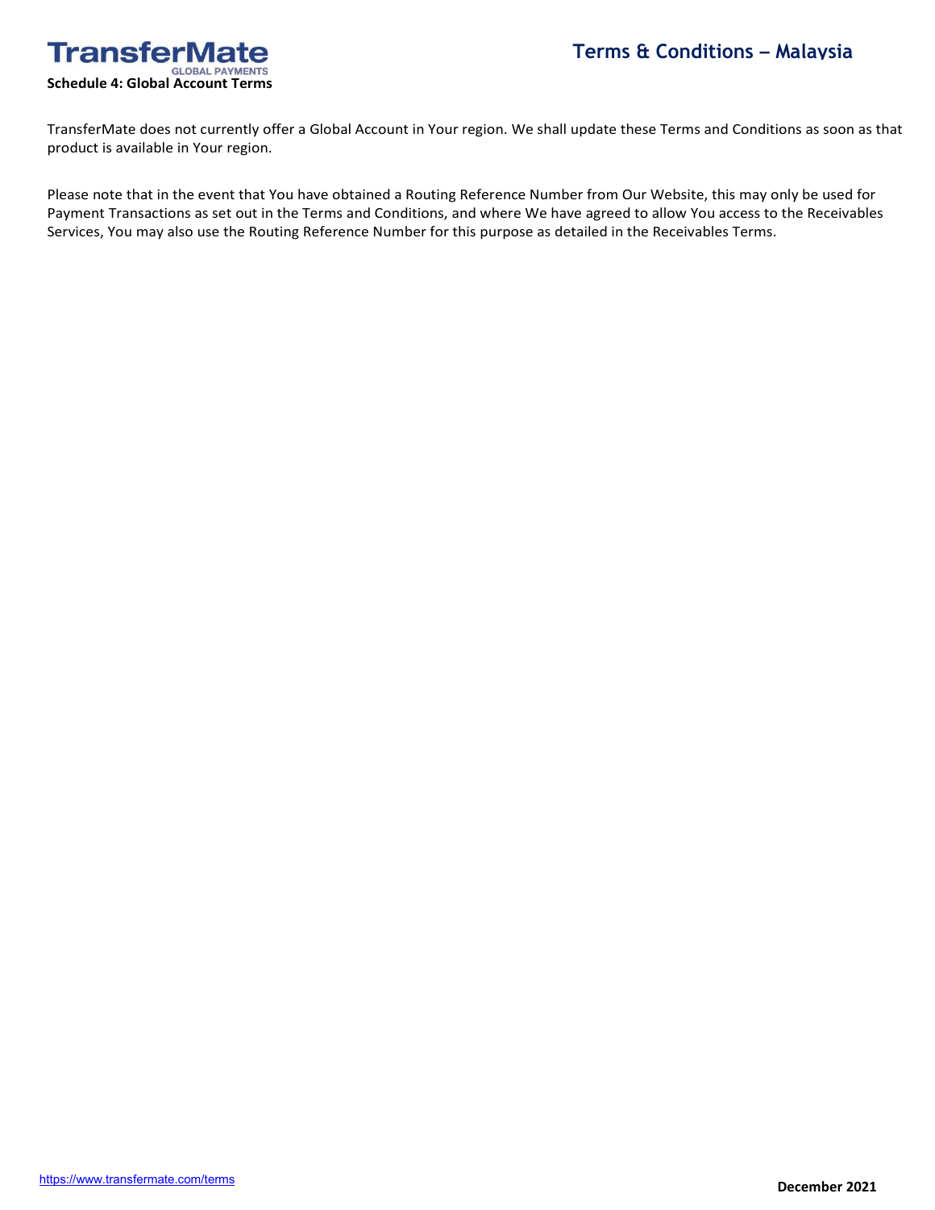## Schedule 4: Global Account Terms

TransferMate does not currently offer a Global Account in Your region. We shall update these Terms and Conditions as soon as that product is available in Your region.

Please note that in the event that You have obtained a Routing Reference Number from Our Website, this may only be used for Payment Transactions as set out in the Terms and Conditions, and where We have agreed to allow You access to the Receivables Services, You may also use the Routing Reference Number for this purpose as detailed in the Receivables Terms.